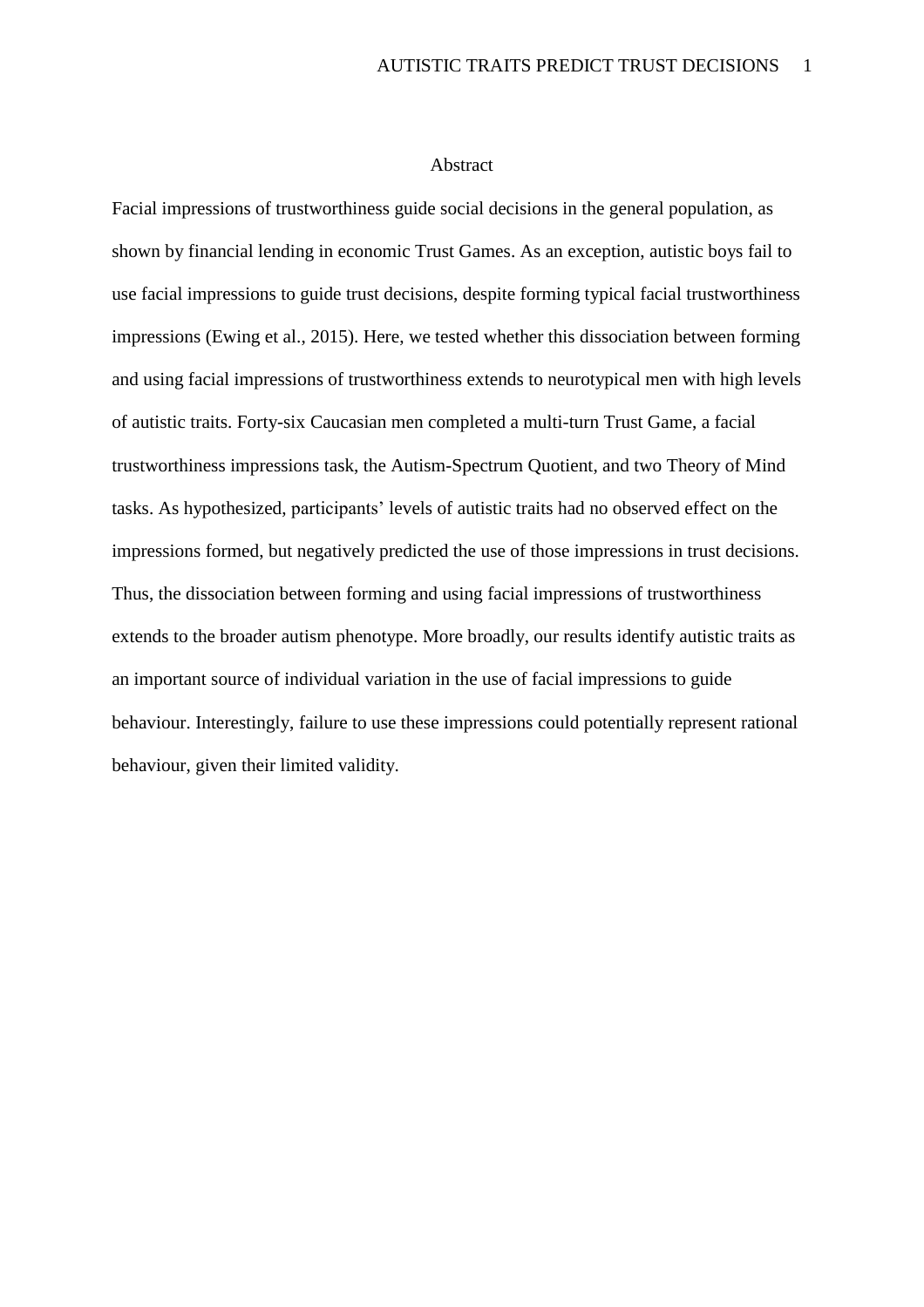# Abstract

Facial impressions of trustworthiness guide social decisions in the general population, as shown by financial lending in economic Trust Games. As an exception, autistic boys fail to use facial impressions to guide trust decisions, despite forming typical facial trustworthiness impressions (Ewing et al., 2015). Here, we tested whether this dissociation between forming and using facial impressions of trustworthiness extends to neurotypical men with high levels of autistic traits. Forty-six Caucasian men completed a multi-turn Trust Game, a facial trustworthiness impressions task, the Autism-Spectrum Quotient, and two Theory of Mind tasks. As hypothesized, participants' levels of autistic traits had no observed effect on the impressions formed, but negatively predicted the use of those impressions in trust decisions. Thus, the dissociation between forming and using facial impressions of trustworthiness extends to the broader autism phenotype. More broadly, our results identify autistic traits as an important source of individual variation in the use of facial impressions to guide behaviour. Interestingly, failure to use these impressions could potentially represent rational behaviour, given their limited validity.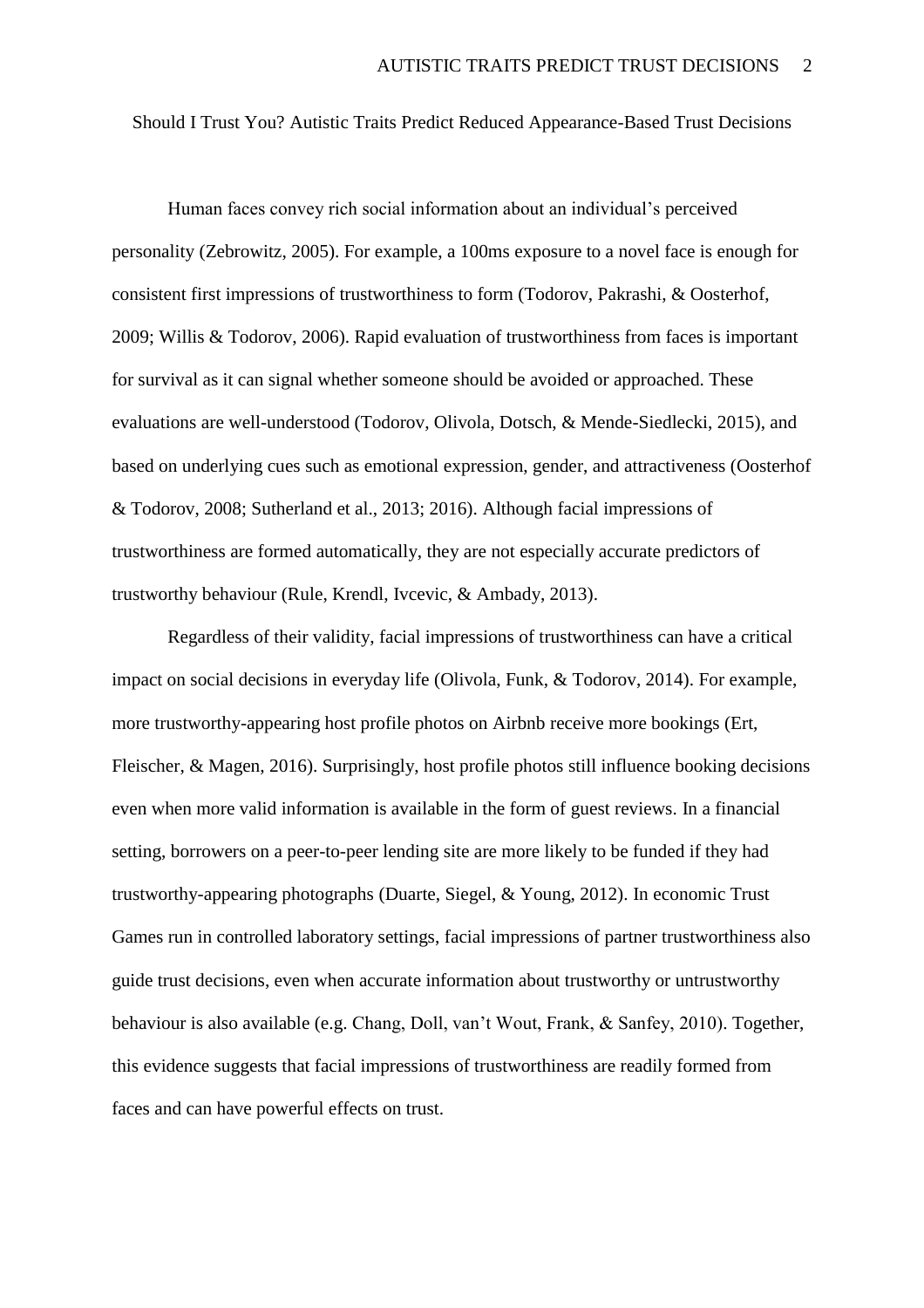# Should I Trust You? Autistic Traits Predict Reduced Appearance-Based Trust Decisions

Human faces convey rich social information about an individual's perceived personality (Zebrowitz, 2005). For example, a 100ms exposure to a novel face is enough for consistent first impressions of trustworthiness to form (Todorov, Pakrashi, & Oosterhof, 2009; Willis & Todorov, 2006). Rapid evaluation of trustworthiness from faces is important for survival as it can signal whether someone should be avoided or approached. These evaluations are well-understood (Todorov, Olivola, Dotsch, & Mende-Siedlecki, 2015), and based on underlying cues such as emotional expression, gender, and attractiveness (Oosterhof & Todorov, 2008; Sutherland et al., 2013; 2016). Although facial impressions of trustworthiness are formed automatically, they are not especially accurate predictors of trustworthy behaviour (Rule, Krendl, Ivcevic, & Ambady, 2013).

Regardless of their validity, facial impressions of trustworthiness can have a critical impact on social decisions in everyday life (Olivola, Funk, & Todorov, 2014). For example, more trustworthy-appearing host profile photos on Airbnb receive more bookings (Ert, Fleischer, & Magen, 2016). Surprisingly, host profile photos still influence booking decisions even when more valid information is available in the form of guest reviews. In a financial setting, borrowers on a peer-to-peer lending site are more likely to be funded if they had trustworthy-appearing photographs (Duarte, Siegel, & Young, 2012). In economic Trust Games run in controlled laboratory settings, facial impressions of partner trustworthiness also guide trust decisions, even when accurate information about trustworthy or untrustworthy behaviour is also available (e.g. Chang, Doll, van't Wout, Frank, & Sanfey, 2010). Together, this evidence suggests that facial impressions of trustworthiness are readily formed from faces and can have powerful effects on trust.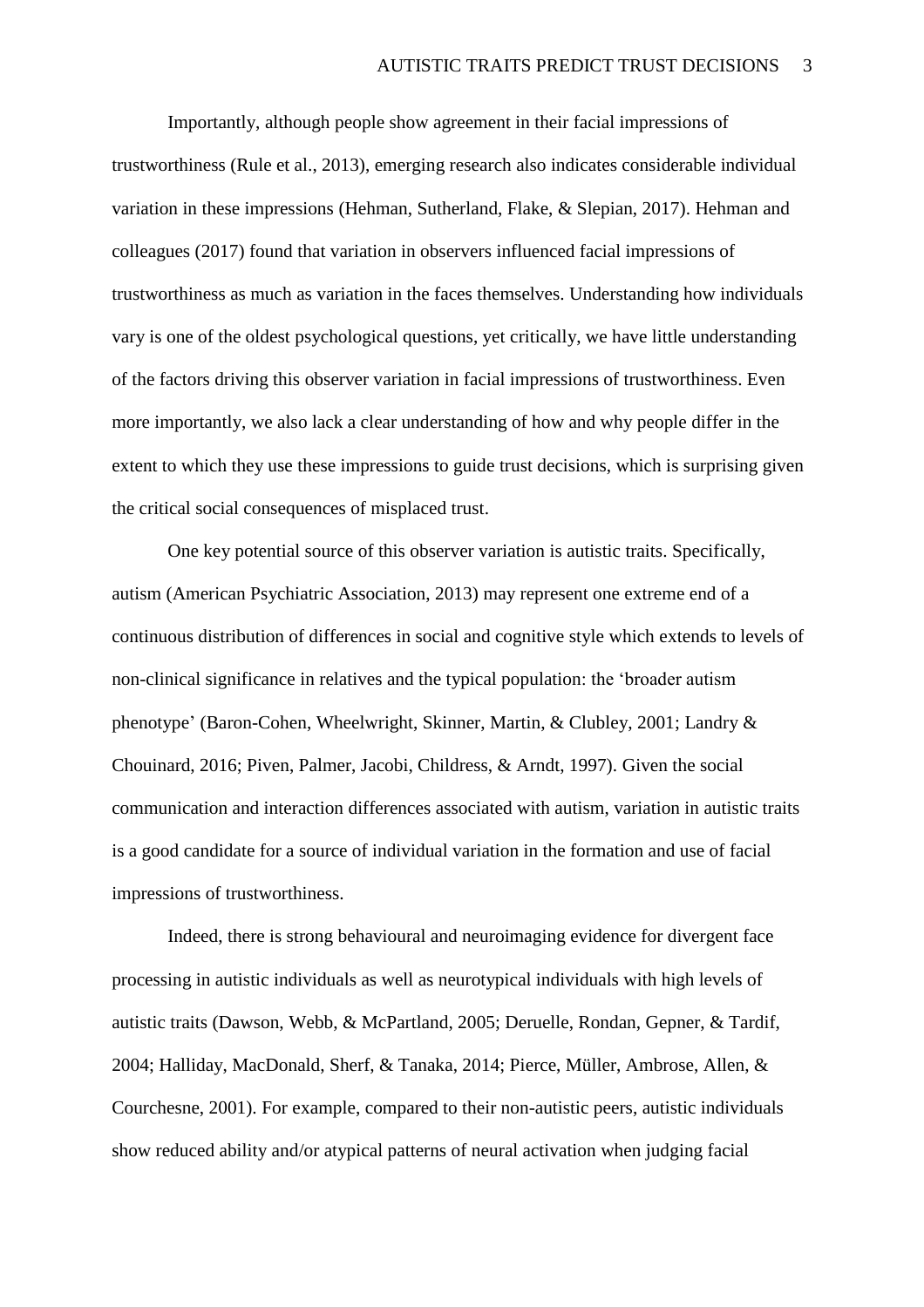Importantly, although people show agreement in their facial impressions of trustworthiness (Rule et al., 2013), emerging research also indicates considerable individual variation in these impressions (Hehman, Sutherland, Flake, & Slepian, 2017). Hehman and colleagues (2017) found that variation in observers influenced facial impressions of trustworthiness as much as variation in the faces themselves. Understanding how individuals vary is one of the oldest psychological questions, yet critically, we have little understanding of the factors driving this observer variation in facial impressions of trustworthiness. Even more importantly, we also lack a clear understanding of how and why people differ in the extent to which they use these impressions to guide trust decisions, which is surprising given the critical social consequences of misplaced trust.

One key potential source of this observer variation is autistic traits. Specifically, autism (American Psychiatric Association, 2013) may represent one extreme end of a continuous distribution of differences in social and cognitive style which extends to levels of non-clinical significance in relatives and the typical population: the 'broader autism phenotype' (Baron-Cohen, Wheelwright, Skinner, Martin, & Clubley, 2001; Landry & Chouinard, 2016; Piven, Palmer, Jacobi, Childress, & Arndt, 1997). Given the social communication and interaction differences associated with autism, variation in autistic traits is a good candidate for a source of individual variation in the formation and use of facial impressions of trustworthiness.

Indeed, there is strong behavioural and neuroimaging evidence for divergent face processing in autistic individuals as well as neurotypical individuals with high levels of autistic traits (Dawson, Webb, & McPartland, 2005; Deruelle, Rondan, Gepner, & Tardif, 2004; Halliday, MacDonald, Sherf, & Tanaka, 2014; Pierce, Müller, Ambrose, Allen, & Courchesne, 2001). For example, compared to their non-autistic peers, autistic individuals show reduced ability and/or atypical patterns of neural activation when judging facial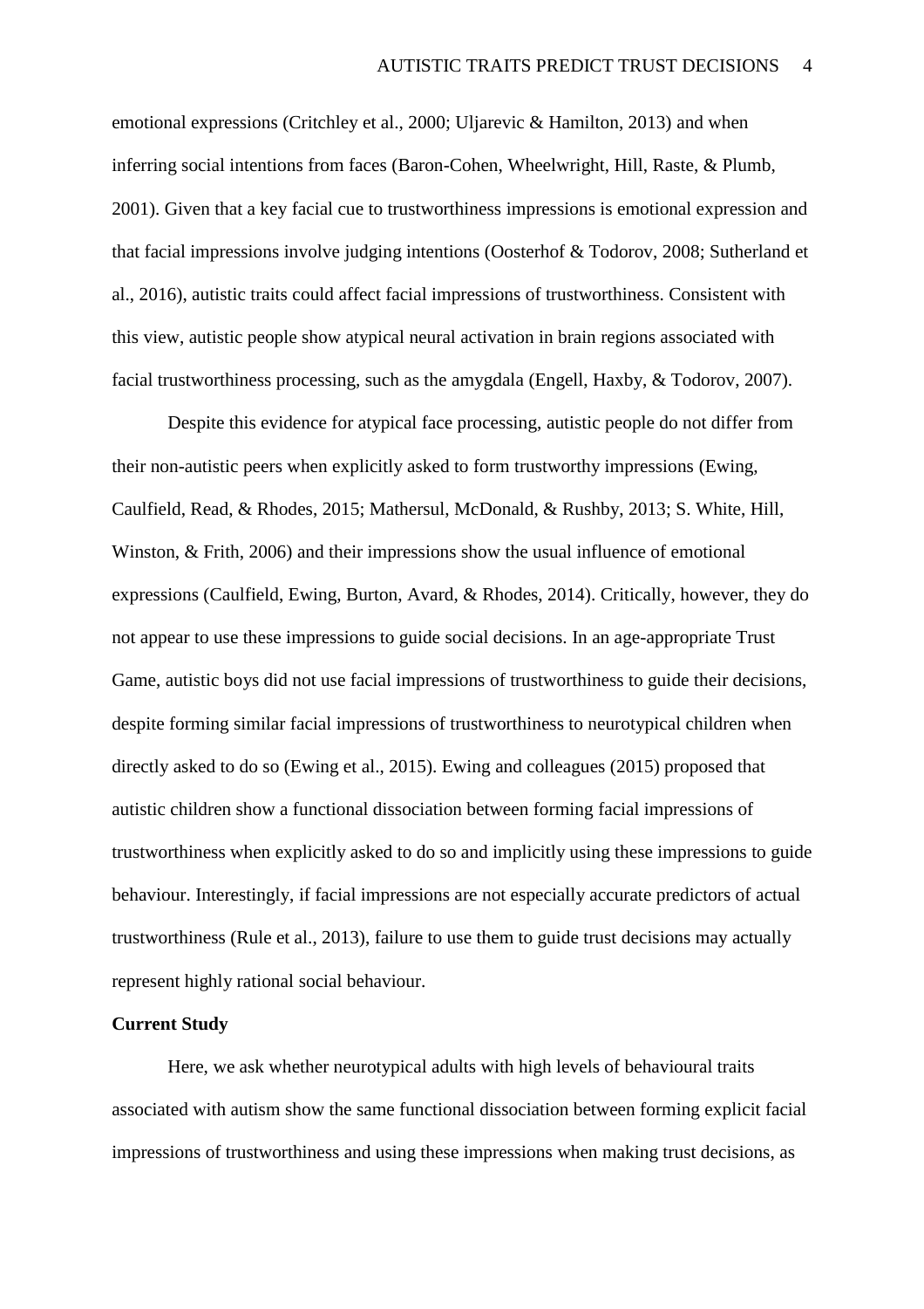emotional expressions (Critchley et al., 2000; Uljarevic & Hamilton, 2013) and when inferring social intentions from faces (Baron-Cohen, Wheelwright, Hill, Raste, & Plumb, 2001). Given that a key facial cue to trustworthiness impressions is emotional expression and that facial impressions involve judging intentions (Oosterhof & Todorov, 2008; Sutherland et al., 2016), autistic traits could affect facial impressions of trustworthiness. Consistent with this view, autistic people show atypical neural activation in brain regions associated with facial trustworthiness processing, such as the amygdala (Engell, Haxby, & Todorov, 2007).

Despite this evidence for atypical face processing, autistic people do not differ from their non-autistic peers when explicitly asked to form trustworthy impressions (Ewing, Caulfield, Read, & Rhodes, 2015; Mathersul, McDonald, & Rushby, 2013; S. White, Hill, Winston, & Frith, 2006) and their impressions show the usual influence of emotional expressions (Caulfield, Ewing, Burton, Avard, & Rhodes, 2014). Critically, however, they do not appear to use these impressions to guide social decisions. In an age-appropriate Trust Game, autistic boys did not use facial impressions of trustworthiness to guide their decisions, despite forming similar facial impressions of trustworthiness to neurotypical children when directly asked to do so (Ewing et al., 2015). Ewing and colleagues (2015) proposed that autistic children show a functional dissociation between forming facial impressions of trustworthiness when explicitly asked to do so and implicitly using these impressions to guide behaviour. Interestingly, if facial impressions are not especially accurate predictors of actual trustworthiness (Rule et al., 2013), failure to use them to guide trust decisions may actually represent highly rational social behaviour.

**Current Study**

Here, we ask whether neurotypical adults with high levels of behavioural traits associated with autism show the same functional dissociation between forming explicit facial impressions of trustworthiness and using these impressions when making trust decisions, as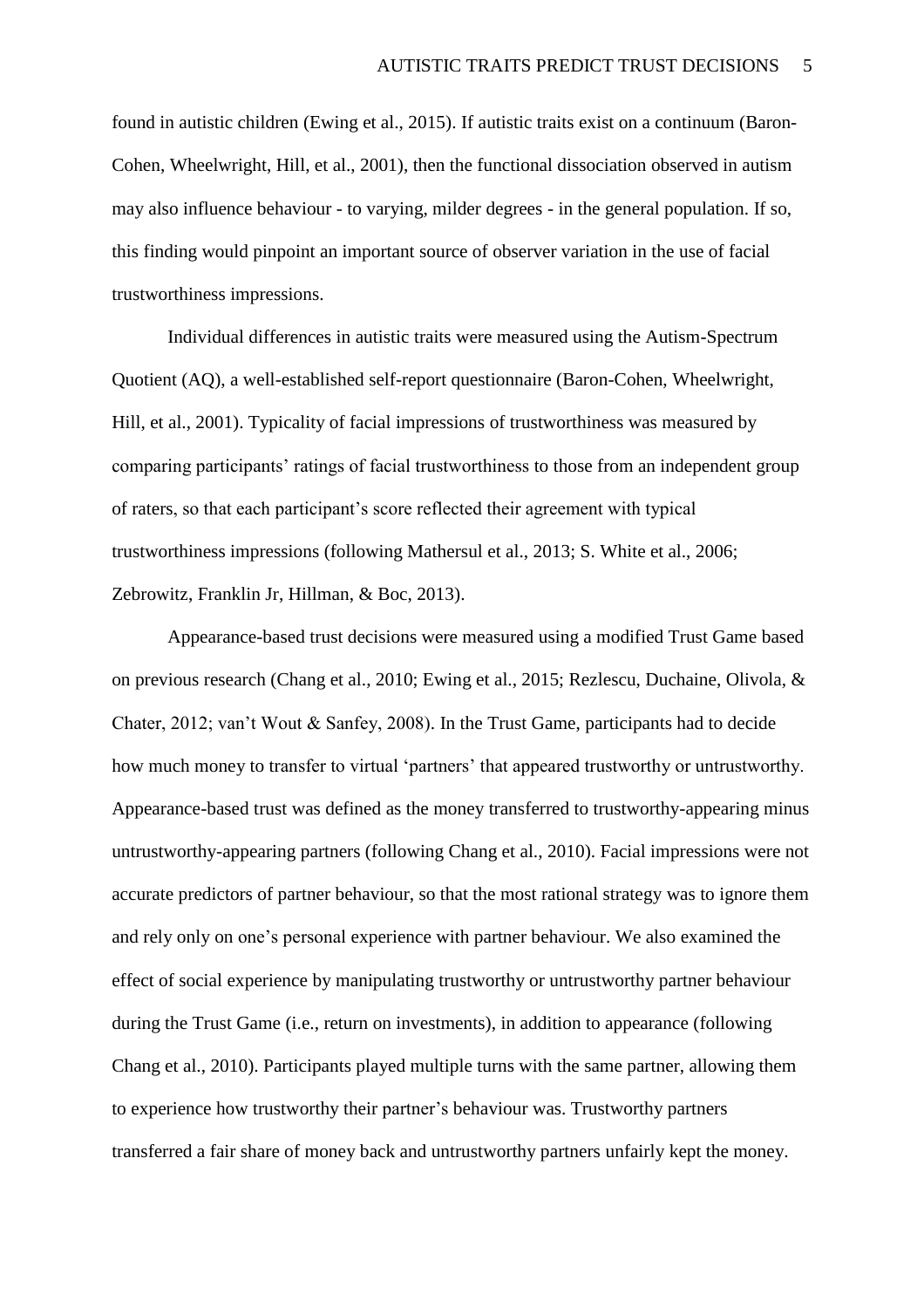found in autistic children (Ewing et al., 2015). If autistic traits exist on a continuum (Baron-Cohen, Wheelwright, Hill, et al., 2001), then the functional dissociation observed in autism may also influence behaviour - to varying, milder degrees - in the general population. If so, this finding would pinpoint an important source of observer variation in the use of facial trustworthiness impressions.

Individual differences in autistic traits were measured using the Autism-Spectrum Quotient (AQ), a well-established self-report questionnaire (Baron-Cohen, Wheelwright, Hill, et al., 2001). Typicality of facial impressions of trustworthiness was measured by comparing participants' ratings of facial trustworthiness to those from an independent group of raters, so that each participant's score reflected their agreement with typical trustworthiness impressions (following Mathersul et al., 2013; S. White et al., 2006; Zebrowitz, Franklin Jr, Hillman, & Boc, 2013).

Appearance-based trust decisions were measured using a modified Trust Game based on previous research (Chang et al., 2010; Ewing et al., 2015; Rezlescu, Duchaine, Olivola, & Chater, 2012; van't Wout & Sanfey, 2008). In the Trust Game, participants had to decide how much money to transfer to virtual 'partners' that appeared trustworthy or untrustworthy. Appearance-based trust was defined as the money transferred to trustworthy-appearing minus untrustworthy-appearing partners (following Chang et al., 2010). Facial impressions were not accurate predictors of partner behaviour, so that the most rational strategy was to ignore them and rely only on one's personal experience with partner behaviour. We also examined the effect of social experience by manipulating trustworthy or untrustworthy partner behaviour during the Trust Game (i.e., return on investments), in addition to appearance (following Chang et al., 2010). Participants played multiple turns with the same partner, allowing them to experience how trustworthy their partner's behaviour was. Trustworthy partners transferred a fair share of money back and untrustworthy partners unfairly kept the money.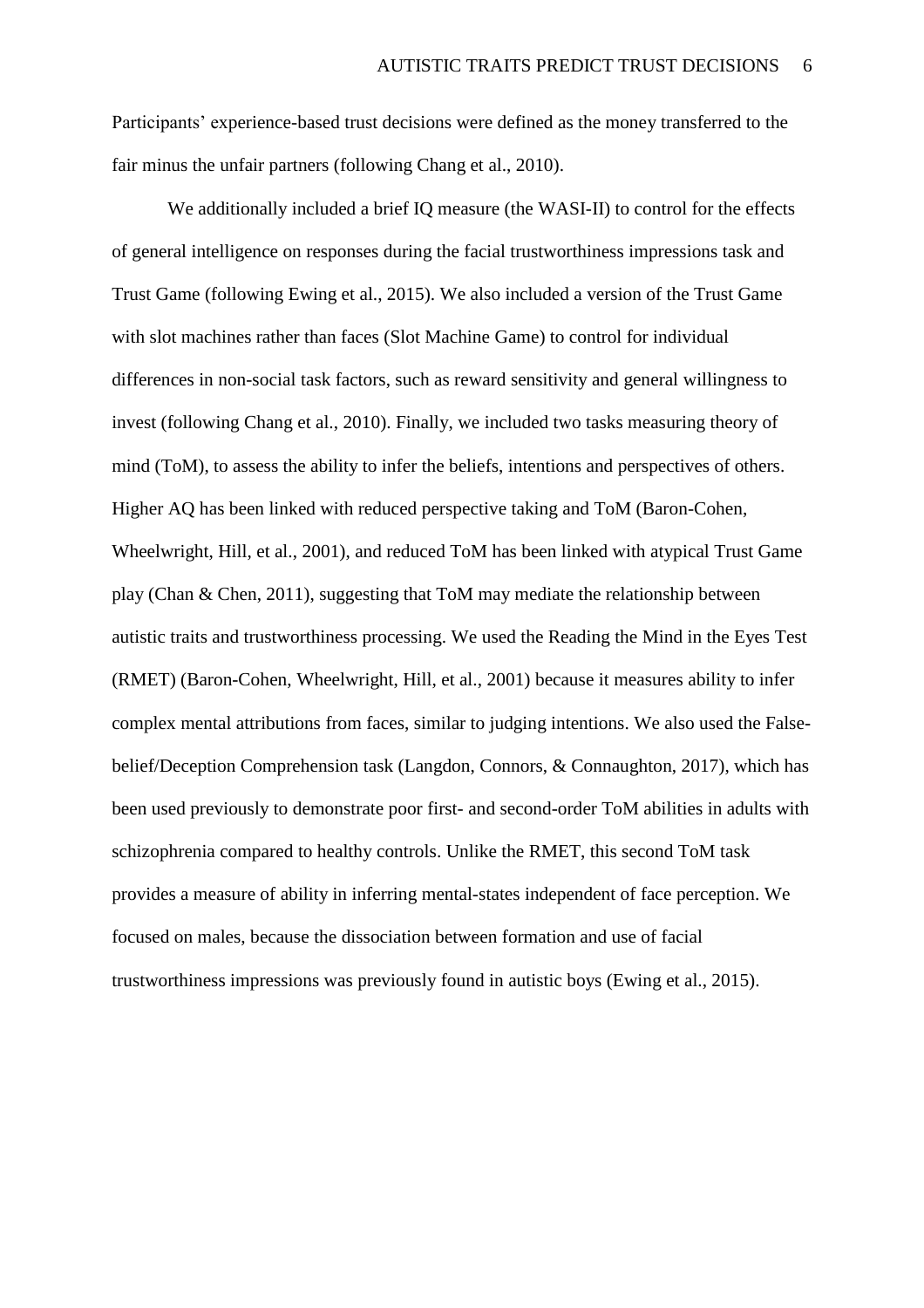Participants' experience-based trust decisions were defined as the money transferred to the fair minus the unfair partners (following Chang et al., 2010).

We additionally included a brief IQ measure (the WASI-II) to control for the effects of general intelligence on responses during the facial trustworthiness impressions task and Trust Game (following Ewing et al., 2015). We also included a version of the Trust Game with slot machines rather than faces (Slot Machine Game) to control for individual differences in non-social task factors, such as reward sensitivity and general willingness to invest (following Chang et al., 2010). Finally, we included two tasks measuring theory of mind (ToM), to assess the ability to infer the beliefs, intentions and perspectives of others. Higher AQ has been linked with reduced perspective taking and ToM (Baron-Cohen, Wheelwright, Hill, et al., 2001), and reduced ToM has been linked with atypical Trust Game play (Chan & Chen, 2011), suggesting that ToM may mediate the relationship between autistic traits and trustworthiness processing. We used the Reading the Mind in the Eyes Test (RMET) (Baron-Cohen, Wheelwright, Hill, et al., 2001) because it measures ability to infer complex mental attributions from faces, similar to judging intentions. We also used the False-belief/Deception Comprehension task (Langdon, Connors, & Connaughton, 2017), which has been used previously to demonstrate poor first- and second-order ToM abilities in adults with schizophrenia compared to healthy controls. Unlike the RMET, this second ToM task provides a measure of ability in inferring mental-states independent of face perception. We focused on males, because the dissociation between formation and use of facial trustworthiness impressions was previously found in autistic boys (Ewing et al., 2015).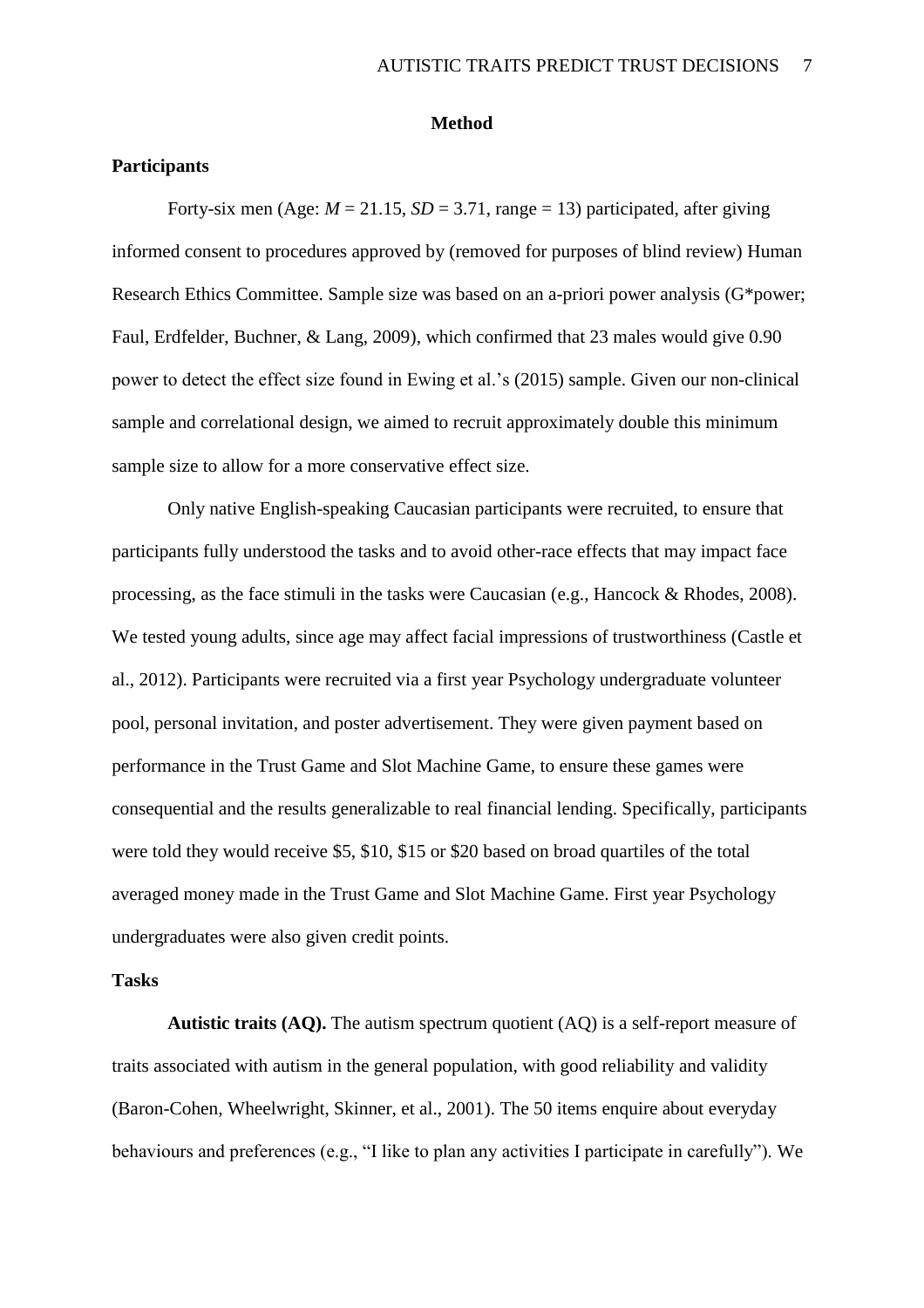## Method

### Participants

Forty-six men (Age: $M$ = 21.15, $SD$ = 3.71, range = 13) participated, after giving informed consent to procedures approved by (removed for purposes of blind review) Human Research Ethics Committee. Sample size was based on an a-priori power analysis (G*power; Faul, Erdfelder, Buchner, & Lang, 2009), which confirmed that 23 males would give 0.90 power to detect the effect size found in Ewing et al.'s (2015) sample. Given our non-clinical sample and correlational design, we aimed to recruit approximately double this minimum sample size to allow for a more conservative effect size.

Only native English-speaking Caucasian participants were recruited, to ensure that participants fully understood the tasks and to avoid other-race effects that may impact face processing, as the face stimuli in the tasks were Caucasian (e.g., Hancock & Rhodes, 2008). We tested young adults, since age may affect facial impressions of trustworthiness (Castle et al., 2012). Participants were recruited via a first year Psychology undergraduate volunteer pool, personal invitation, and poster advertisement. They were given payment based on performance in the Trust Game and Slot Machine Game, to ensure these games were consequential and the results generalizable to real financial lending. Specifically, participants were told they would receive $5, $10, $15 or $20 based on broad quartiles of the total averaged money made in the Trust Game and Slot Machine Game. First year Psychology undergraduates were also given credit points.

### Tasks

**Autistic traits (AQ).** The autism spectrum quotient (AQ) is a self-report measure of traits associated with autism in the general population, with good reliability and validity (Baron-Cohen, Wheelwright, Skinner, et al., 2001). The 50 items enquire about everyday behaviours and preferences (e.g., "I like to plan any activities I participate in carefully"). We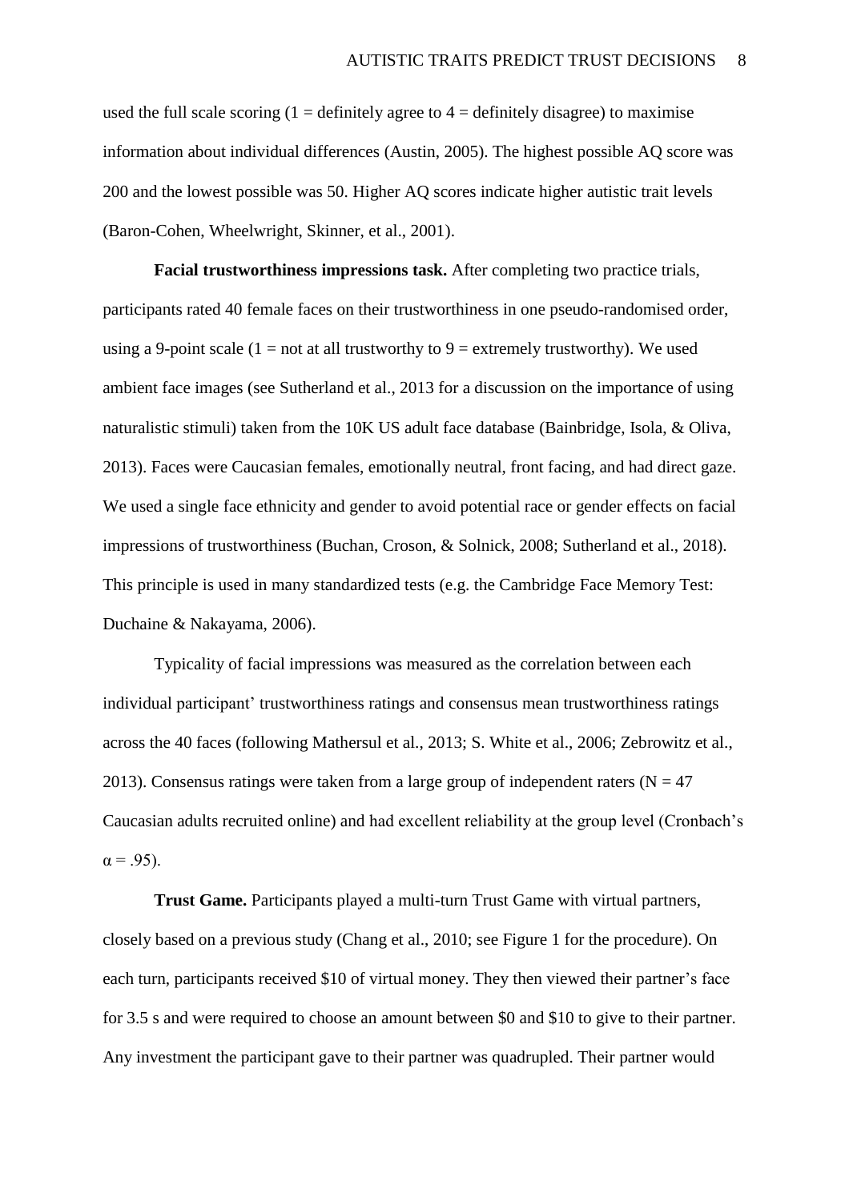used the full scale scoring (1 = definitely agree to 4 = definitely disagree) to maximise information about individual differences (Austin, 2005). The highest possible AQ score was 200 and the lowest possible was 50. Higher AQ scores indicate higher autistic trait levels (Baron-Cohen, Wheelwright, Skinner, et al., 2001).

**Facial trustworthiness impressions task.** After completing two practice trials, participants rated 40 female faces on their trustworthiness in one pseudo-randomised order, using a 9-point scale (1 = not at all trustworthy to 9 = extremely trustworthy). We used ambient face images (see Sutherland et al., 2013 for a discussion on the importance of using naturalistic stimuli) taken from the 10K US adult face database (Bainbridge, Isola, & Oliva, 2013). Faces were Caucasian females, emotionally neutral, front facing, and had direct gaze. We used a single face ethnicity and gender to avoid potential race or gender effects on facial impressions of trustworthiness (Buchan, Croson, & Solnick, 2008; Sutherland et al., 2018). This principle is used in many standardized tests (e.g. the Cambridge Face Memory Test: Duchaine & Nakayama, 2006).

Typicality of facial impressions was measured as the correlation between each individual participant' trustworthiness ratings and consensus mean trustworthiness ratings across the 40 faces (following Mathersul et al., 2013; S. White et al., 2006; Zebrowitz et al., 2013). Consensus ratings were taken from a large group of independent raters (N = 47 Caucasian adults recruited online) and had excellent reliability at the group level (Cronbach's $\alpha = .95$).

**Trust Game.** Participants played a multi-turn Trust Game with virtual partners, closely based on a previous study (Chang et al., 2010; see Figure 1 for the procedure). On each turn, participants received \$10 of virtual money. They then viewed their partner's face for 3.5 s and were required to choose an amount between \$0 and \$10 to give to their partner. Any investment the participant gave to their partner was quadrupled. Their partner would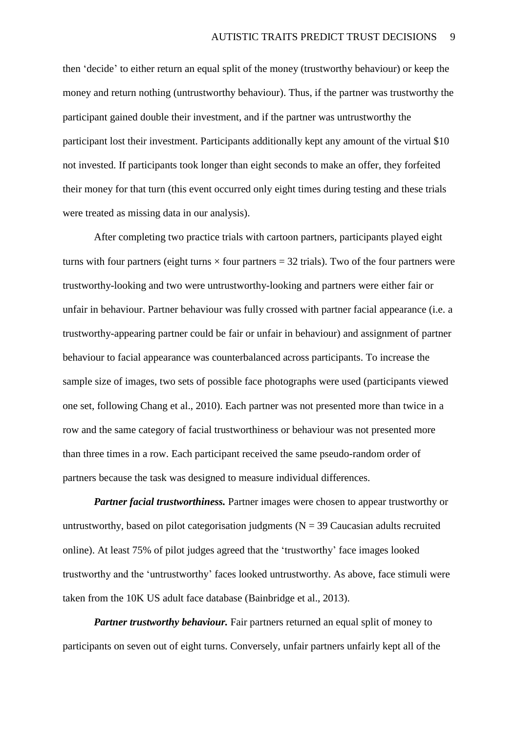then 'decide' to either return an equal split of the money (trustworthy behaviour) or keep the money and return nothing (untrustworthy behaviour). Thus, if the partner was trustworthy the participant gained double their investment, and if the partner was untrustworthy the participant lost their investment. Participants additionally kept any amount of the virtual $10 not invested. If participants took longer than eight seconds to make an offer, they forfeited their money for that turn (this event occurred only eight times during testing and these trials were treated as missing data in our analysis).

After completing two practice trials with cartoon partners, participants played eight turns with four partners (eight turns × four partners = 32 trials). Two of the four partners were trustworthy-looking and two were untrustworthy-looking and partners were either fair or unfair in behaviour. Partner behaviour was fully crossed with partner facial appearance (i.e. a trustworthy-appearing partner could be fair or unfair in behaviour) and assignment of partner behaviour to facial appearance was counterbalanced across participants. To increase the sample size of images, two sets of possible face photographs were used (participants viewed one set, following Chang et al., 2010). Each partner was not presented more than twice in a row and the same category of facial trustworthiness or behaviour was not presented more than three times in a row. Each participant received the same pseudo-random order of partners because the task was designed to measure individual differences.

***Partner facial trustworthiness.*** Partner images were chosen to appear trustworthy or untrustworthy, based on pilot categorisation judgments (N = 39 Caucasian adults recruited online). At least 75% of pilot judges agreed that the 'trustworthy' face images looked trustworthy and the 'untrustworthy' faces looked untrustworthy. As above, face stimuli were taken from the 10K US adult face database (Bainbridge et al., 2013).

***Partner trustworthy behaviour.*** Fair partners returned an equal split of money to participants on seven out of eight turns. Conversely, unfair partners unfairly kept all of the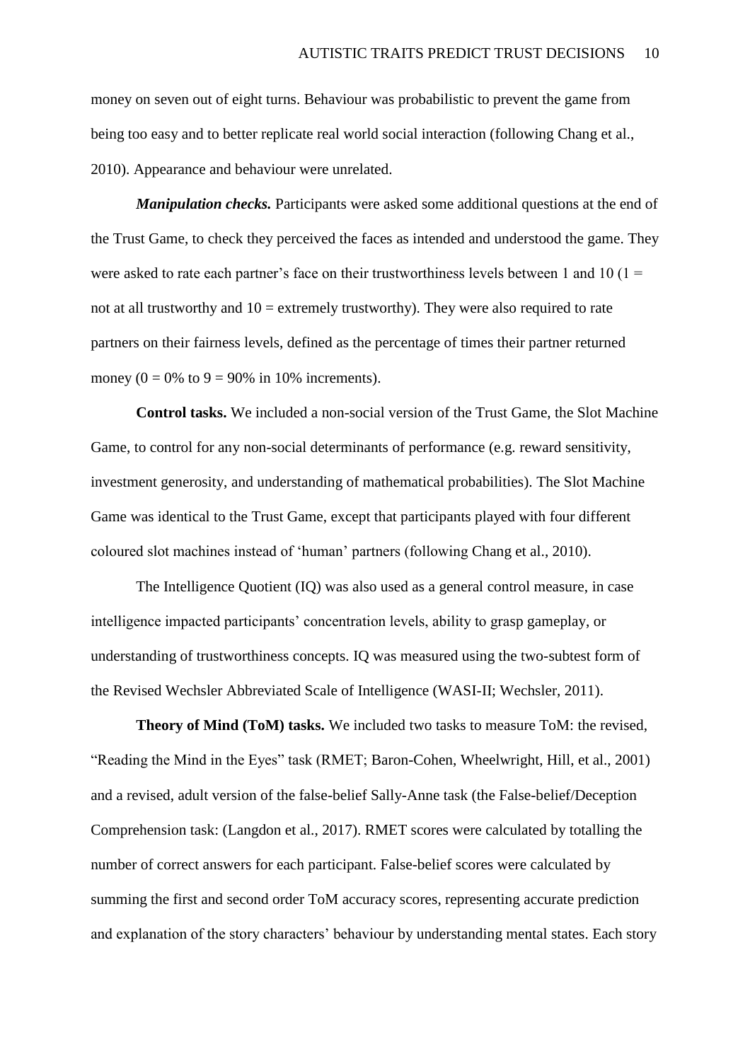money on seven out of eight turns. Behaviour was probabilistic to prevent the game from being too easy and to better replicate real world social interaction (following Chang et al., 2010). Appearance and behaviour were unrelated.

***Manipulation checks.*** Participants were asked some additional questions at the end of the Trust Game, to check they perceived the faces as intended and understood the game. They were asked to rate each partner's face on their trustworthiness levels between 1 and 10 (1 = not at all trustworthy and 10 = extremely trustworthy). They were also required to rate partners on their fairness levels, defined as the percentage of times their partner returned money (0 = 0% to 9 = 90% in 10% increments).

**Control tasks.** We included a non-social version of the Trust Game, the Slot Machine Game, to control for any non-social determinants of performance (e.g. reward sensitivity, investment generosity, and understanding of mathematical probabilities). The Slot Machine Game was identical to the Trust Game, except that participants played with four different coloured slot machines instead of 'human' partners (following Chang et al., 2010).

The Intelligence Quotient (IQ) was also used as a general control measure, in case intelligence impacted participants' concentration levels, ability to grasp gameplay, or understanding of trustworthiness concepts. IQ was measured using the two-subtest form of the Revised Wechsler Abbreviated Scale of Intelligence (WASI-II; Wechsler, 2011).

**Theory of Mind (ToM) tasks.** We included two tasks to measure ToM: the revised, "Reading the Mind in the Eyes" task (RMET; Baron-Cohen, Wheelwright, Hill, et al., 2001) and a revised, adult version of the false-belief Sally-Anne task (the False-belief/Deception Comprehension task: (Langdon et al., 2017). RMET scores were calculated by totalling the number of correct answers for each participant. False-belief scores were calculated by summing the first and second order ToM accuracy scores, representing accurate prediction and explanation of the story characters' behaviour by understanding mental states. Each story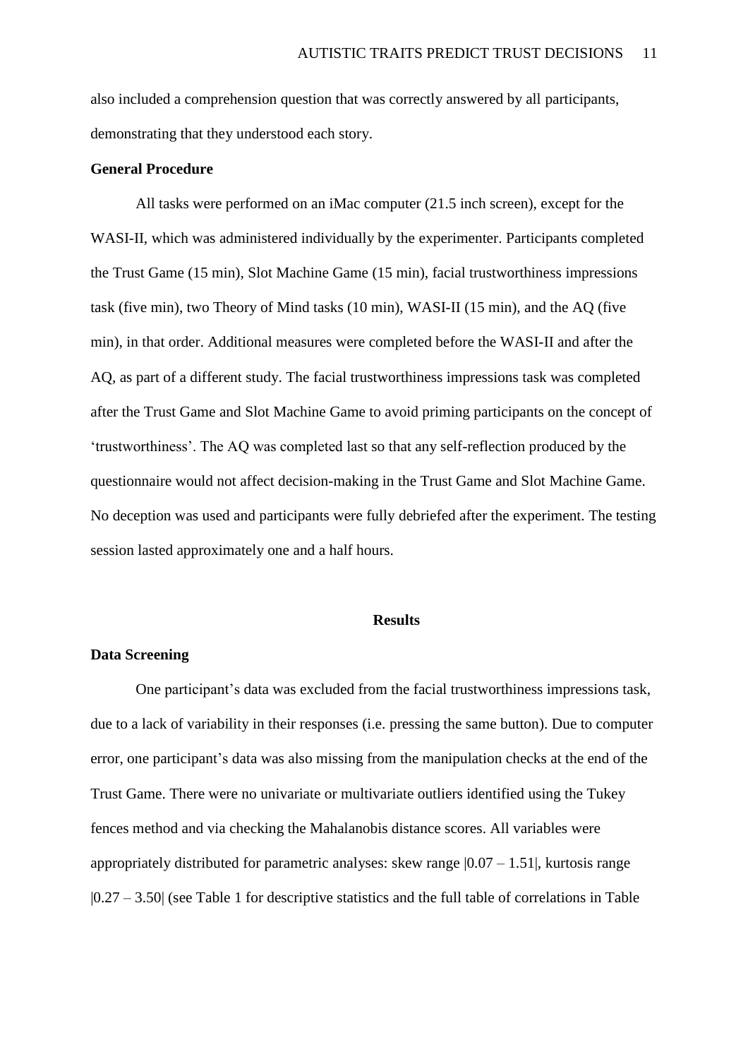also included a comprehension question that was correctly answered by all participants, demonstrating that they understood each story.

### General Procedure

All tasks were performed on an iMac computer (21.5 inch screen), except for the WASI-II, which was administered individually by the experimenter. Participants completed the Trust Game (15 min), Slot Machine Game (15 min), facial trustworthiness impressions task (five min), two Theory of Mind tasks (10 min), WASI-II (15 min), and the AQ (five min), in that order. Additional measures were completed before the WASI-II and after the AQ, as part of a different study. The facial trustworthiness impressions task was completed after the Trust Game and Slot Machine Game to avoid priming participants on the concept of 'trustworthiness'. The AQ was completed last so that any self-reflection produced by the questionnaire would not affect decision-making in the Trust Game and Slot Machine Game. No deception was used and participants were fully debriefed after the experiment. The testing session lasted approximately one and a half hours.

## Results

### Data Screening

One participant's data was excluded from the facial trustworthiness impressions task, due to a lack of variability in their responses (i.e. pressing the same button). Due to computer error, one participant's data was also missing from the manipulation checks at the end of the Trust Game. There were no univariate or multivariate outliers identified using the Tukey fences method and via checking the Mahalanobis distance scores. All variables were appropriately distributed for parametric analyses: skew range |0.07 – 1.51|, kurtosis range |0.27 – 3.50| (see Table 1 for descriptive statistics and the full table of correlations in Table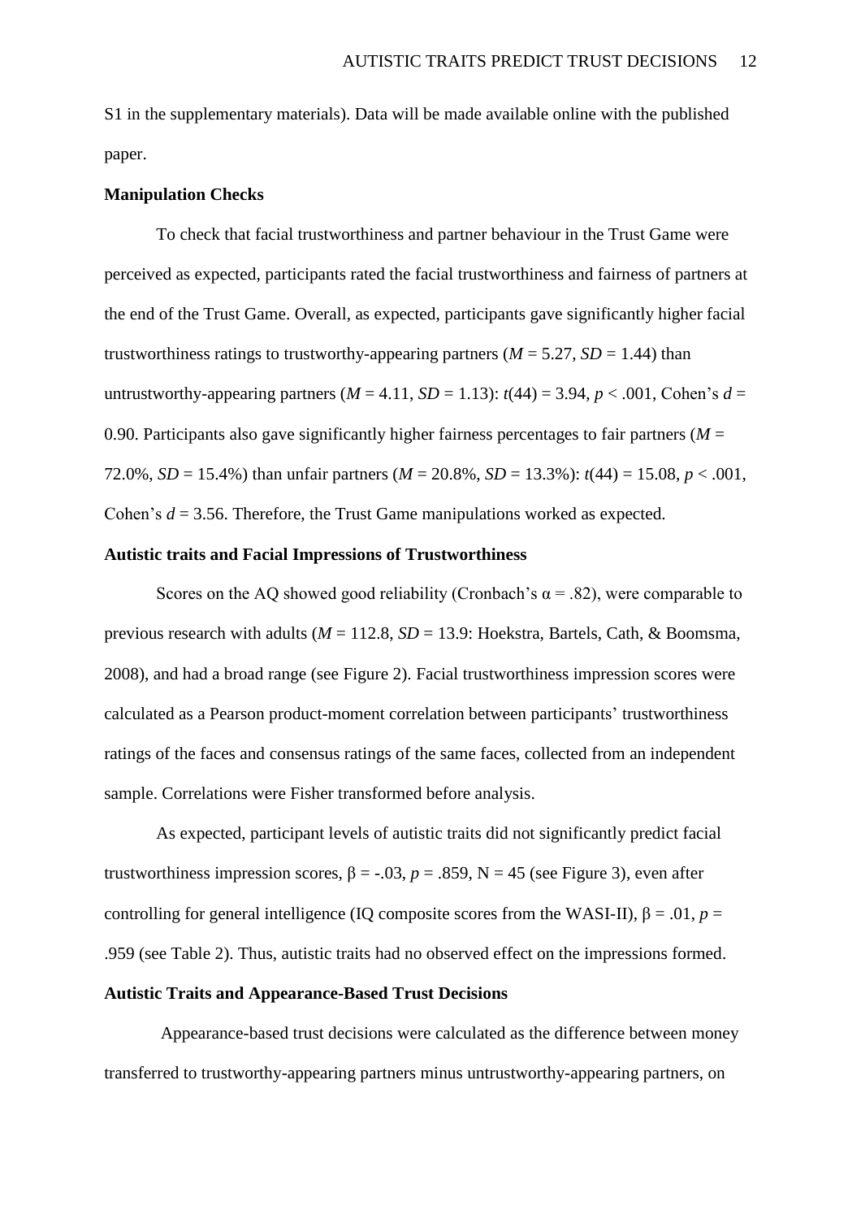S1 in the supplementary materials). Data will be made available online with the published paper.

**Manipulation Checks**

To check that facial trustworthiness and partner behaviour in the Trust Game were perceived as expected, participants rated the facial trustworthiness and fairness of partners at the end of the Trust Game. Overall, as expected, participants gave significantly higher facial trustworthiness ratings to trustworthy-appearing partners ($M$ = 5.27, $SD$ = 1.44) than untrustworthy-appearing partners ($M$ = 4.11, $SD$ = 1.13): $t(44)$ = 3.94, $p$ < .001, Cohen's $d$ = 0.90. Participants also gave significantly higher fairness percentages to fair partners ($M$ = 72.0%, $SD$ = 15.4%) than unfair partners ($M$ = 20.8%, $SD$ = 13.3%): $t(44)$ = 15.08, $p$ < .001, Cohen's $d$ = 3.56. Therefore, the Trust Game manipulations worked as expected.

**Autistic traits and Facial Impressions of Trustworthiness**

Scores on the AQ showed good reliability (Cronbach's $\alpha$ = .82), were comparable to previous research with adults ($M$ = 112.8, $SD$ = 13.9: Hoekstra, Bartels, Cath, & Boomsma, 2008), and had a broad range (see Figure 2). Facial trustworthiness impression scores were calculated as a Pearson product-moment correlation between participants' trustworthiness ratings of the faces and consensus ratings of the same faces, collected from an independent sample. Correlations were Fisher transformed before analysis.

As expected, participant levels of autistic traits did not significantly predict facial trustworthiness impression scores, $\beta$ = -.03, $p$ = .859, N = 45 (see Figure 3), even after controlling for general intelligence (IQ composite scores from the WASI-II), $\beta$ = .01, $p$ = .959 (see Table 2). Thus, autistic traits had no observed effect on the impressions formed.

**Autistic Traits and Appearance-Based Trust Decisions**

Appearance-based trust decisions were calculated as the difference between money transferred to trustworthy-appearing partners minus untrustworthy-appearing partners, on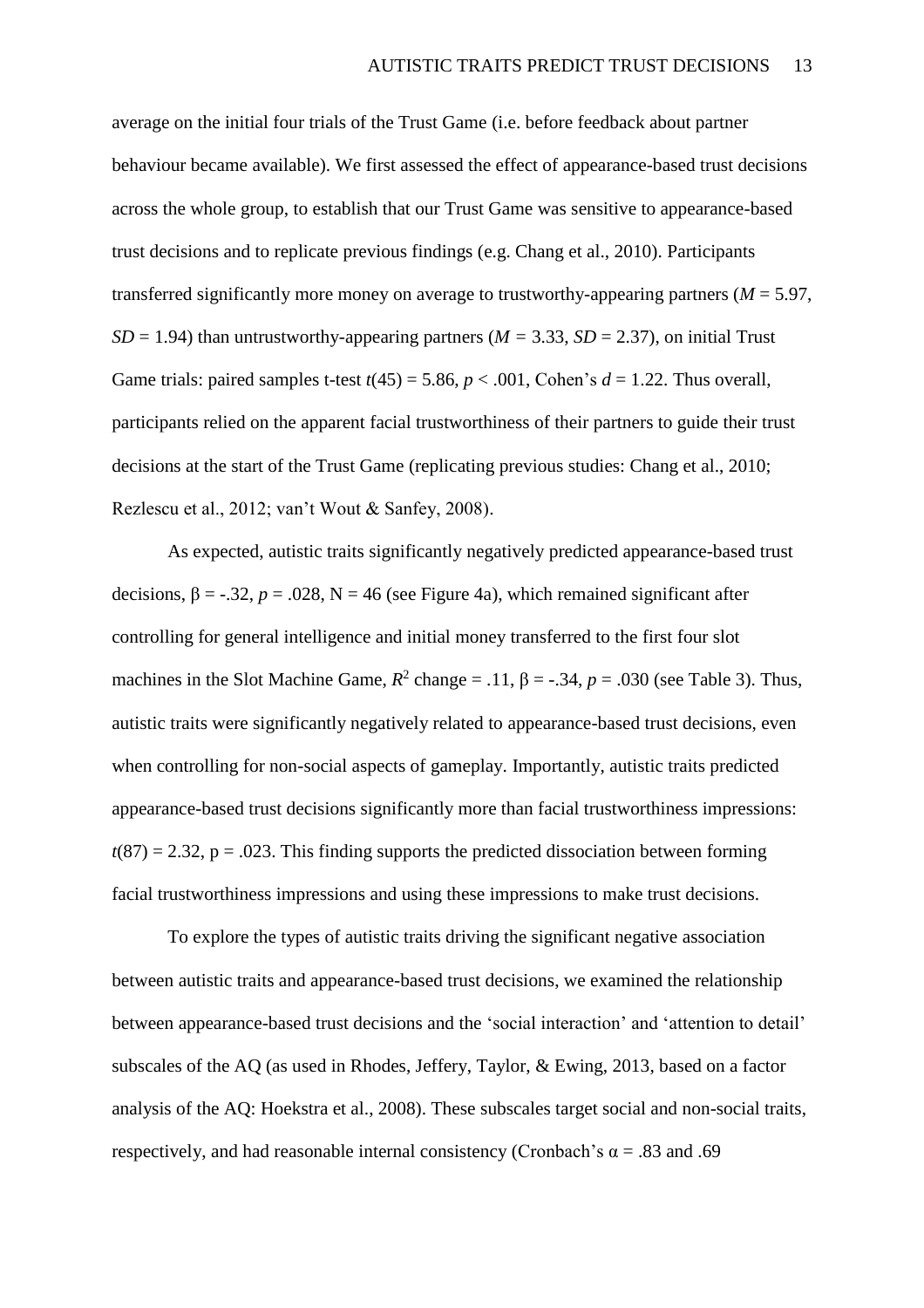average on the initial four trials of the Trust Game (i.e. before feedback about partner behaviour became available). We first assessed the effect of appearance-based trust decisions across the whole group, to establish that our Trust Game was sensitive to appearance-based trust decisions and to replicate previous findings (e.g. Chang et al., 2010). Participants transferred significantly more money on average to trustworthy-appearing partners ($M$ = 5.97, $SD$ = 1.94) than untrustworthy-appearing partners ($M$ = 3.33, $SD$ = 2.37), on initial Trust Game trials: paired samples t-test $t(45) = 5.86$, $p < .001$, Cohen's $d = 1.22$. Thus overall, participants relied on the apparent facial trustworthiness of their partners to guide their trust decisions at the start of the Trust Game (replicating previous studies: Chang et al., 2010; Rezlescu et al., 2012; van't Wout & Sanfey, 2008).

As expected, autistic traits significantly negatively predicted appearance-based trust decisions, $\beta = -.32$, $p = .028$, N = 46 (see Figure 4a), which remained significant after controlling for general intelligence and initial money transferred to the first four slot machines in the Slot Machine Game, $R^2$ change = .11, $\beta = -.34$, $p = .030$ (see Table 3). Thus, autistic traits were significantly negatively related to appearance-based trust decisions, even when controlling for non-social aspects of gameplay. Importantly, autistic traits predicted appearance-based trust decisions significantly more than facial trustworthiness impressions: $t(87) = 2.32$, p = .023. This finding supports the predicted dissociation between forming facial trustworthiness impressions and using these impressions to make trust decisions.

To explore the types of autistic traits driving the significant negative association between autistic traits and appearance-based trust decisions, we examined the relationship between appearance-based trust decisions and the 'social interaction' and 'attention to detail' subscales of the AQ (as used in Rhodes, Jeffery, Taylor, & Ewing, 2013, based on a factor analysis of the AQ: Hoekstra et al., 2008). These subscales target social and non-social traits, respectively, and had reasonable internal consistency (Cronbach's $\alpha$ = .83 and .69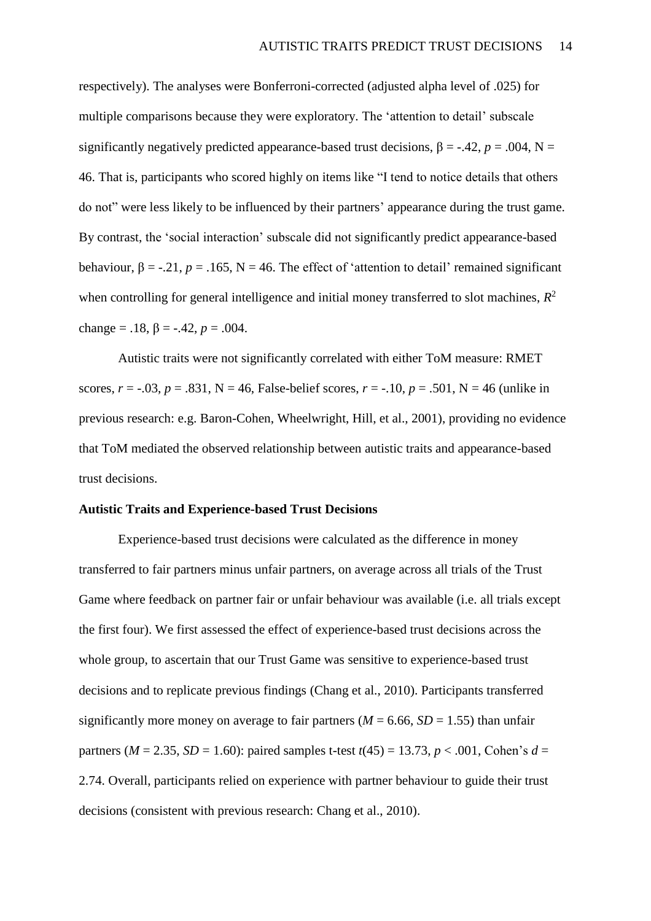respectively). The analyses were Bonferroni-corrected (adjusted alpha level of .025) for multiple comparisons because they were exploratory. The 'attention to detail' subscale significantly negatively predicted appearance-based trust decisions, $\beta$ = -.42, *p* = .004, N = 46. That is, participants who scored highly on items like "I tend to notice details that others do not" were less likely to be influenced by their partners' appearance during the trust game. By contrast, the 'social interaction' subscale did not significantly predict appearance-based behaviour, $\beta$ = -.21, *p* = .165, N = 46. The effect of 'attention to detail' remained significant when controlling for general intelligence and initial money transferred to slot machines, $R^2$ change = .18, $\beta$ = -.42, *p* = .004.

Autistic traits were not significantly correlated with either ToM measure: RMET scores, *r* = -.03, *p* = .831, N = 46, False-belief scores, *r* = -.10, *p* = .501, N = 46 (unlike in previous research: e.g. Baron-Cohen, Wheelwright, Hill, et al., 2001), providing no evidence that ToM mediated the observed relationship between autistic traits and appearance-based trust decisions.

**Autistic Traits and Experience-based Trust Decisions**

Experience-based trust decisions were calculated as the difference in money transferred to fair partners minus unfair partners, on average across all trials of the Trust Game where feedback on partner fair or unfair behaviour was available (i.e. all trials except the first four). We first assessed the effect of experience-based trust decisions across the whole group, to ascertain that our Trust Game was sensitive to experience-based trust decisions and to replicate previous findings (Chang et al., 2010). Participants transferred significantly more money on average to fair partners (*M* = 6.66, *SD* = 1.55) than unfair partners (*M* = 2.35, *SD* = 1.60): paired samples t-test $t(45) = 13.73$, $p < .001$, Cohen's $d$ = 2.74. Overall, participants relied on experience with partner behaviour to guide their trust decisions (consistent with previous research: Chang et al., 2010).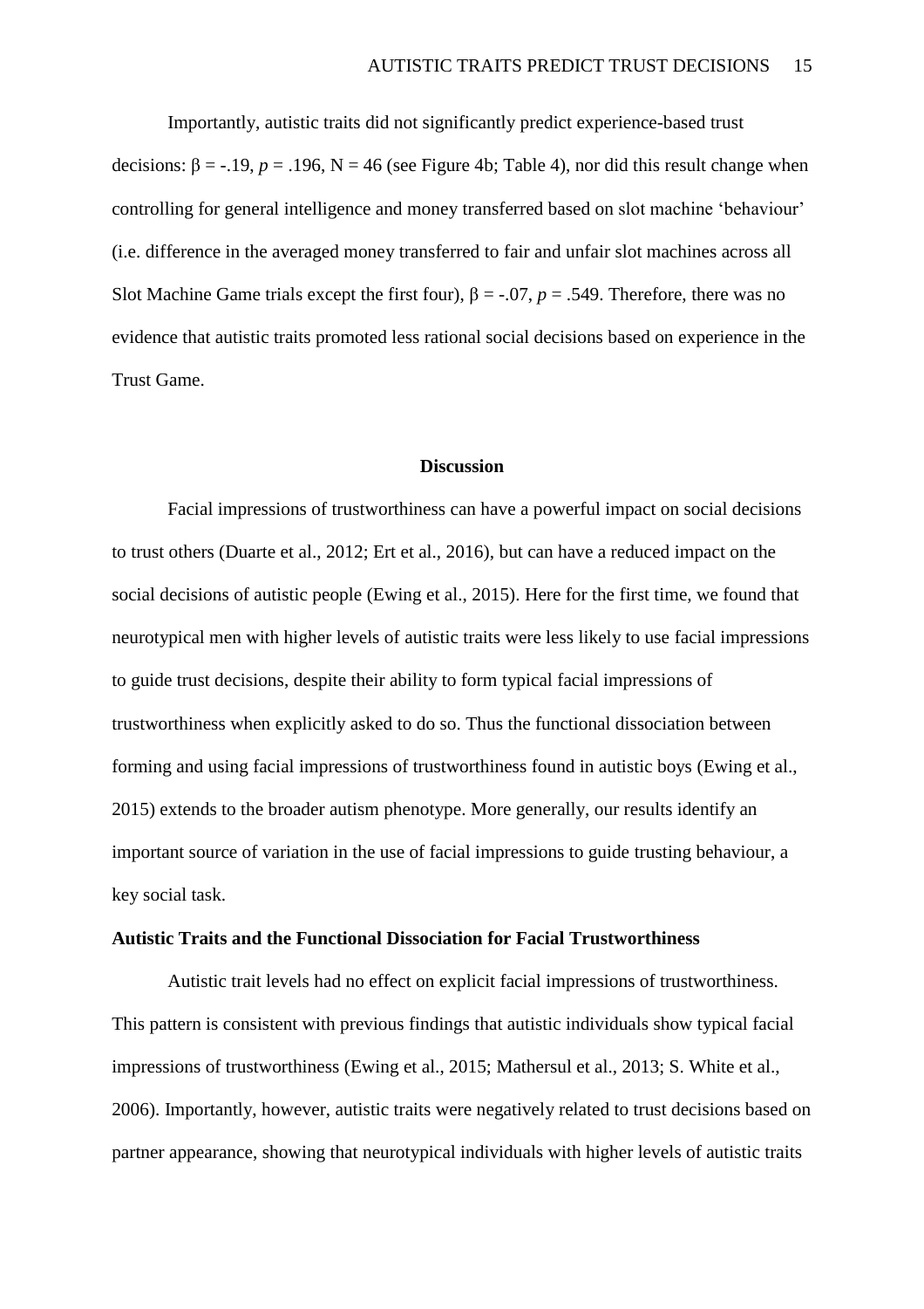Importantly, autistic traits did not significantly predict experience-based trust decisions: $\beta = -.19$, $p = .196$, $N = 46$ (see Figure 4b; Table 4), nor did this result change when controlling for general intelligence and money transferred based on slot machine 'behaviour' (i.e. difference in the averaged money transferred to fair and unfair slot machines across all Slot Machine Game trials except the first four), $\beta = -.07$, $p = .549$. Therefore, there was no evidence that autistic traits promoted less rational social decisions based on experience in the Trust Game.

## Discussion

Facial impressions of trustworthiness can have a powerful impact on social decisions to trust others (Duarte et al., 2012; Ert et al., 2016), but can have a reduced impact on the social decisions of autistic people (Ewing et al., 2015). Here for the first time, we found that neurotypical men with higher levels of autistic traits were less likely to use facial impressions to guide trust decisions, despite their ability to form typical facial impressions of trustworthiness when explicitly asked to do so. Thus the functional dissociation between forming and using facial impressions of trustworthiness found in autistic boys (Ewing et al., 2015) extends to the broader autism phenotype. More generally, our results identify an important source of variation in the use of facial impressions to guide trusting behaviour, a key social task.

### Autistic Traits and the Functional Dissociation for Facial Trustworthiness

Autistic trait levels had no effect on explicit facial impressions of trustworthiness. This pattern is consistent with previous findings that autistic individuals show typical facial impressions of trustworthiness (Ewing et al., 2015; Mathersul et al., 2013; S. White et al., 2006). Importantly, however, autistic traits were negatively related to trust decisions based on partner appearance, showing that neurotypical individuals with higher levels of autistic traits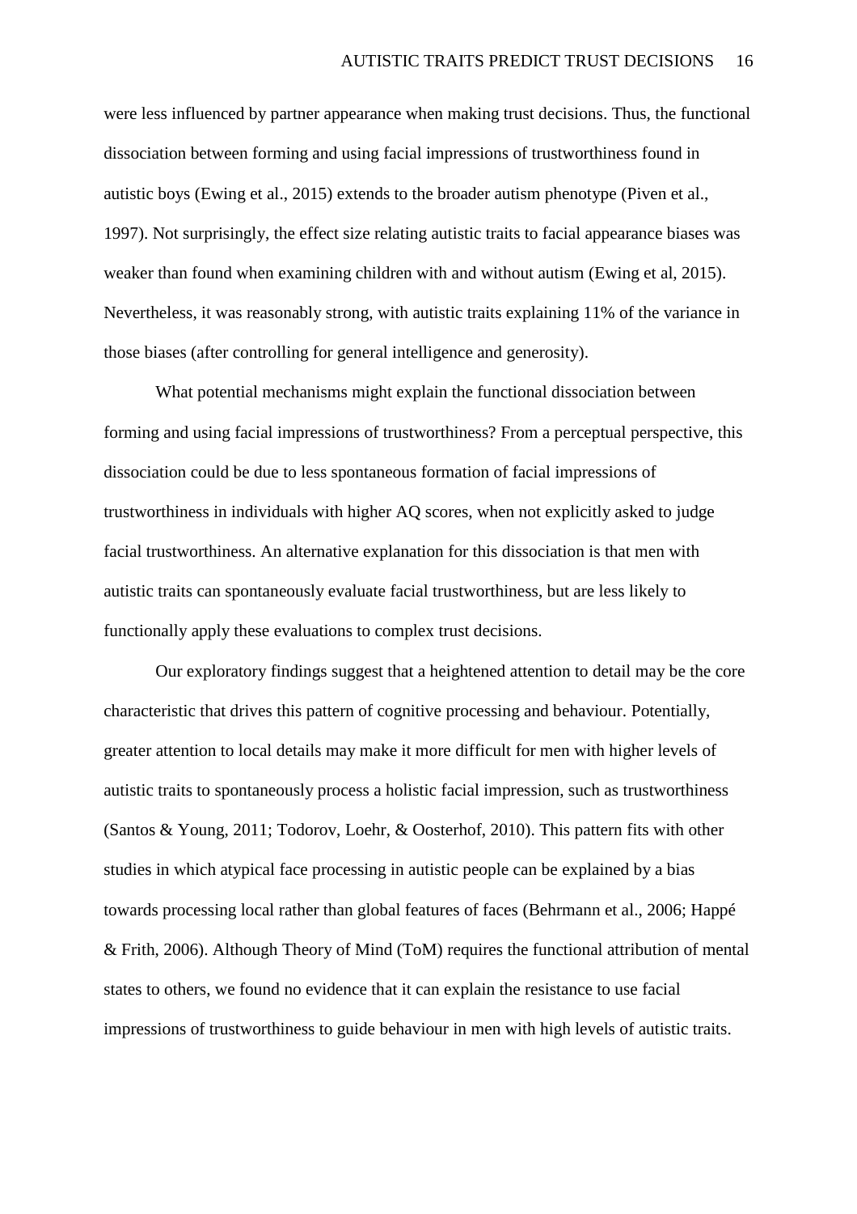were less influenced by partner appearance when making trust decisions. Thus, the functional dissociation between forming and using facial impressions of trustworthiness found in autistic boys (Ewing et al., 2015) extends to the broader autism phenotype (Piven et al., 1997). Not surprisingly, the effect size relating autistic traits to facial appearance biases was weaker than found when examining children with and without autism (Ewing et al, 2015). Nevertheless, it was reasonably strong, with autistic traits explaining 11% of the variance in those biases (after controlling for general intelligence and generosity).

What potential mechanisms might explain the functional dissociation between forming and using facial impressions of trustworthiness? From a perceptual perspective, this dissociation could be due to less spontaneous formation of facial impressions of trustworthiness in individuals with higher AQ scores, when not explicitly asked to judge facial trustworthiness. An alternative explanation for this dissociation is that men with autistic traits can spontaneously evaluate facial trustworthiness, but are less likely to functionally apply these evaluations to complex trust decisions.

Our exploratory findings suggest that a heightened attention to detail may be the core characteristic that drives this pattern of cognitive processing and behaviour. Potentially, greater attention to local details may make it more difficult for men with higher levels of autistic traits to spontaneously process a holistic facial impression, such as trustworthiness (Santos & Young, 2011; Todorov, Loehr, & Oosterhof, 2010). This pattern fits with other studies in which atypical face processing in autistic people can be explained by a bias towards processing local rather than global features of faces (Behrmann et al., 2006; Happé & Frith, 2006). Although Theory of Mind (ToM) requires the functional attribution of mental states to others, we found no evidence that it can explain the resistance to use facial impressions of trustworthiness to guide behaviour in men with high levels of autistic traits.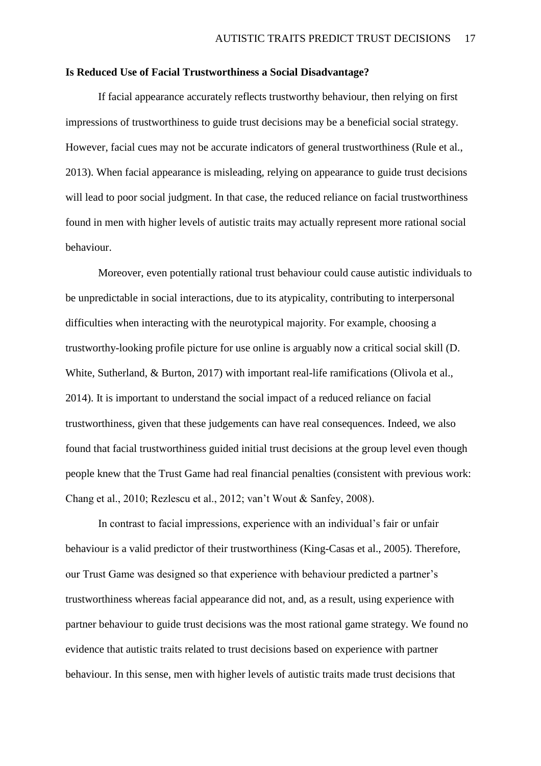**Is Reduced Use of Facial Trustworthiness a Social Disadvantage?**

If facial appearance accurately reflects trustworthy behaviour, then relying on first impressions of trustworthiness to guide trust decisions may be a beneficial social strategy. However, facial cues may not be accurate indicators of general trustworthiness (Rule et al., 2013). When facial appearance is misleading, relying on appearance to guide trust decisions will lead to poor social judgment. In that case, the reduced reliance on facial trustworthiness found in men with higher levels of autistic traits may actually represent more rational social behaviour.

Moreover, even potentially rational trust behaviour could cause autistic individuals to be unpredictable in social interactions, due to its atypicality, contributing to interpersonal difficulties when interacting with the neurotypical majority. For example, choosing a trustworthy-looking profile picture for use online is arguably now a critical social skill (D. White, Sutherland, & Burton, 2017) with important real-life ramifications (Olivola et al., 2014). It is important to understand the social impact of a reduced reliance on facial trustworthiness, given that these judgements can have real consequences. Indeed, we also found that facial trustworthiness guided initial trust decisions at the group level even though people knew that the Trust Game had real financial penalties (consistent with previous work: Chang et al., 2010; Rezlescu et al., 2012; van't Wout & Sanfey, 2008).

In contrast to facial impressions, experience with an individual's fair or unfair behaviour is a valid predictor of their trustworthiness (King-Casas et al., 2005). Therefore, our Trust Game was designed so that experience with behaviour predicted a partner's trustworthiness whereas facial appearance did not, and, as a result, using experience with partner behaviour to guide trust decisions was the most rational game strategy. We found no evidence that autistic traits related to trust decisions based on experience with partner behaviour. In this sense, men with higher levels of autistic traits made trust decisions that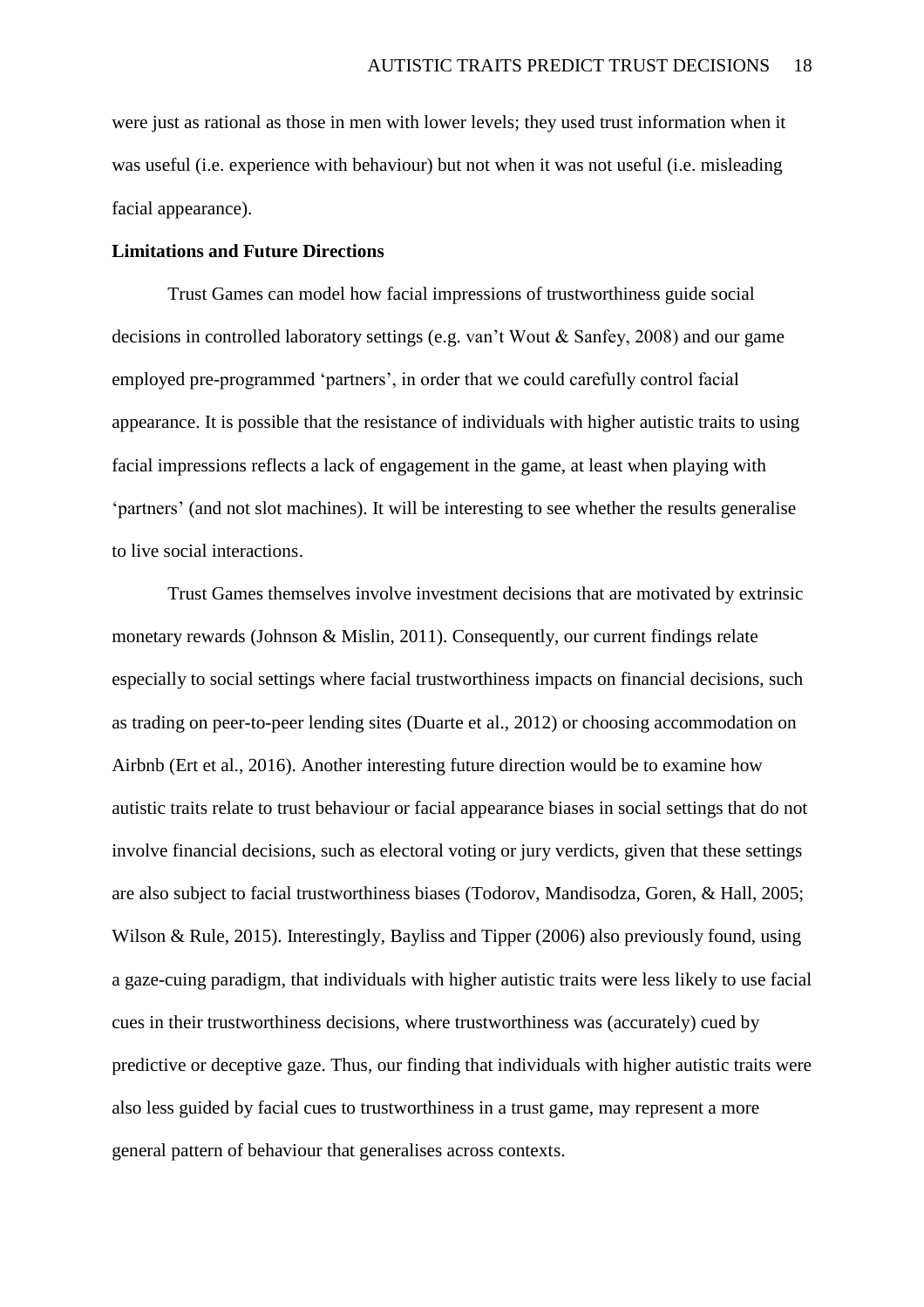were just as rational as those in men with lower levels; they used trust information when it was useful (i.e. experience with behaviour) but not when it was not useful (i.e. misleading facial appearance).

**Limitations and Future Directions**

Trust Games can model how facial impressions of trustworthiness guide social decisions in controlled laboratory settings (e.g. van't Wout & Sanfey, 2008) and our game employed pre-programmed 'partners', in order that we could carefully control facial appearance. It is possible that the resistance of individuals with higher autistic traits to using facial impressions reflects a lack of engagement in the game, at least when playing with 'partners' (and not slot machines). It will be interesting to see whether the results generalise to live social interactions.

Trust Games themselves involve investment decisions that are motivated by extrinsic monetary rewards (Johnson & Mislin, 2011). Consequently, our current findings relate especially to social settings where facial trustworthiness impacts on financial decisions, such as trading on peer-to-peer lending sites (Duarte et al., 2012) or choosing accommodation on Airbnb (Ert et al., 2016). Another interesting future direction would be to examine how autistic traits relate to trust behaviour or facial appearance biases in social settings that do not involve financial decisions, such as electoral voting or jury verdicts, given that these settings are also subject to facial trustworthiness biases (Todorov, Mandisodza, Goren, & Hall, 2005; Wilson & Rule, 2015). Interestingly, Bayliss and Tipper (2006) also previously found, using a gaze-cuing paradigm, that individuals with higher autistic traits were less likely to use facial cues in their trustworthiness decisions, where trustworthiness was (accurately) cued by predictive or deceptive gaze. Thus, our finding that individuals with higher autistic traits were also less guided by facial cues to trustworthiness in a trust game, may represent a more general pattern of behaviour that generalises across contexts.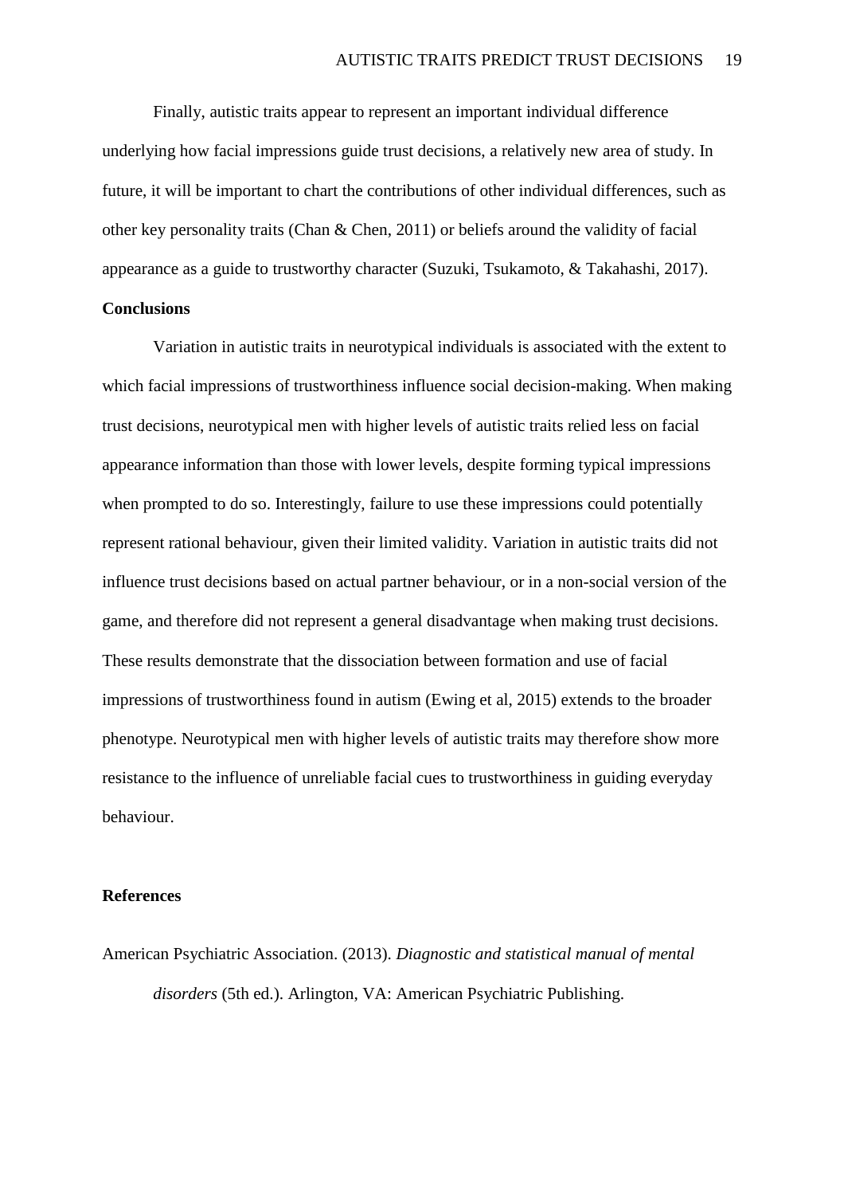Finally, autistic traits appear to represent an important individual difference underlying how facial impressions guide trust decisions, a relatively new area of study. In future, it will be important to chart the contributions of other individual differences, such as other key personality traits (Chan & Chen, 2011) or beliefs around the validity of facial appearance as a guide to trustworthy character (Suzuki, Tsukamoto, & Takahashi, 2017).

## Conclusions

Variation in autistic traits in neurotypical individuals is associated with the extent to which facial impressions of trustworthiness influence social decision-making. When making trust decisions, neurotypical men with higher levels of autistic traits relied less on facial appearance information than those with lower levels, despite forming typical impressions when prompted to do so. Interestingly, failure to use these impressions could potentially represent rational behaviour, given their limited validity. Variation in autistic traits did not influence trust decisions based on actual partner behaviour, or in a non-social version of the game, and therefore did not represent a general disadvantage when making trust decisions. These results demonstrate that the dissociation between formation and use of facial impressions of trustworthiness found in autism (Ewing et al, 2015) extends to the broader phenotype. Neurotypical men with higher levels of autistic traits may therefore show more resistance to the influence of unreliable facial cues to trustworthiness in guiding everyday behaviour.

## References

American Psychiatric Association. (2013). *Diagnostic and statistical manual of mental disorders* (5th ed.). Arlington, VA: American Psychiatric Publishing.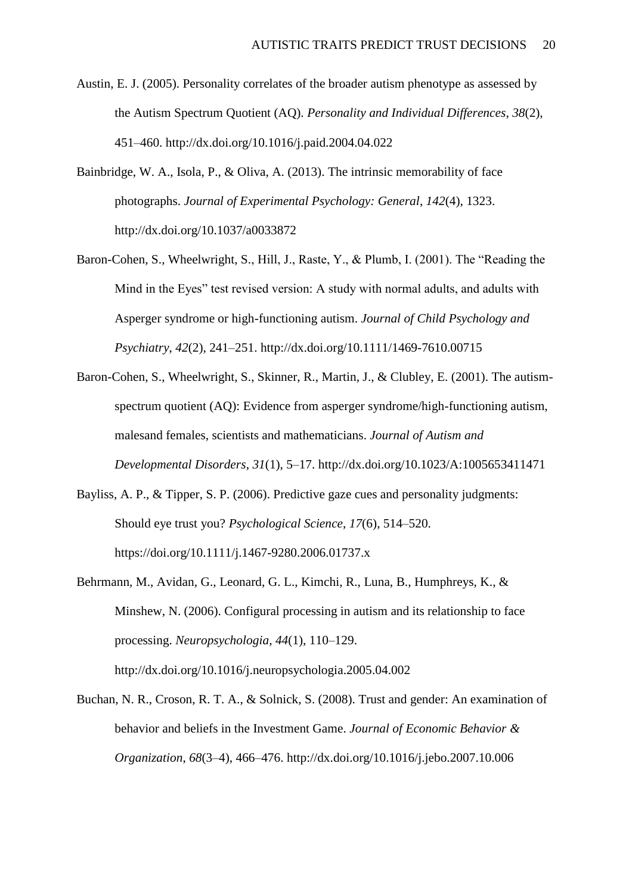Austin, E. J. (2005). Personality correlates of the broader autism phenotype as assessed by the Autism Spectrum Quotient (AQ). *Personality and Individual Differences*, *38*(2), 451–460. http://dx.doi.org/10.1016/j.paid.2004.04.022

Bainbridge, W. A., Isola, P., & Oliva, A. (2013). The intrinsic memorability of face photographs. *Journal of Experimental Psychology: General*, *142*(4), 1323. http://dx.doi.org/10.1037/a0033872

Baron-Cohen, S., Wheelwright, S., Hill, J., Raste, Y., & Plumb, I. (2001). The "Reading the Mind in the Eyes" test revised version: A study with normal adults, and adults with Asperger syndrome or high-functioning autism. *Journal of Child Psychology and Psychiatry*, *42*(2), 241–251. http://dx.doi.org/10.1111/1469-7610.00715

Baron-Cohen, S., Wheelwright, S., Skinner, R., Martin, J., & Clubley, E. (2001). The autism-spectrum quotient (AQ): Evidence from asperger syndrome/high-functioning autism, malesand females, scientists and mathematicians. *Journal of Autism and Developmental Disorders*, *31*(1), 5–17. http://dx.doi.org/10.1023/A:1005653411471

Bayliss, A. P., & Tipper, S. P. (2006). Predictive gaze cues and personality judgments: Should eye trust you? *Psychological Science*, *17*(6), 514–520. https://doi.org/10.1111/j.1467-9280.2006.01737.x

Behrmann, M., Avidan, G., Leonard, G. L., Kimchi, R., Luna, B., Humphreys, K., & Minshew, N. (2006). Configural processing in autism and its relationship to face processing. *Neuropsychologia*, *44*(1), 110–129. http://dx.doi.org/10.1016/j.neuropsychologia.2005.04.002

Buchan, N. R., Croson, R. T. A., & Solnick, S. (2008). Trust and gender: An examination of behavior and beliefs in the Investment Game. *Journal of Economic Behavior & Organization*, *68*(3–4), 466–476. http://dx.doi.org/10.1016/j.jebo.2007.10.006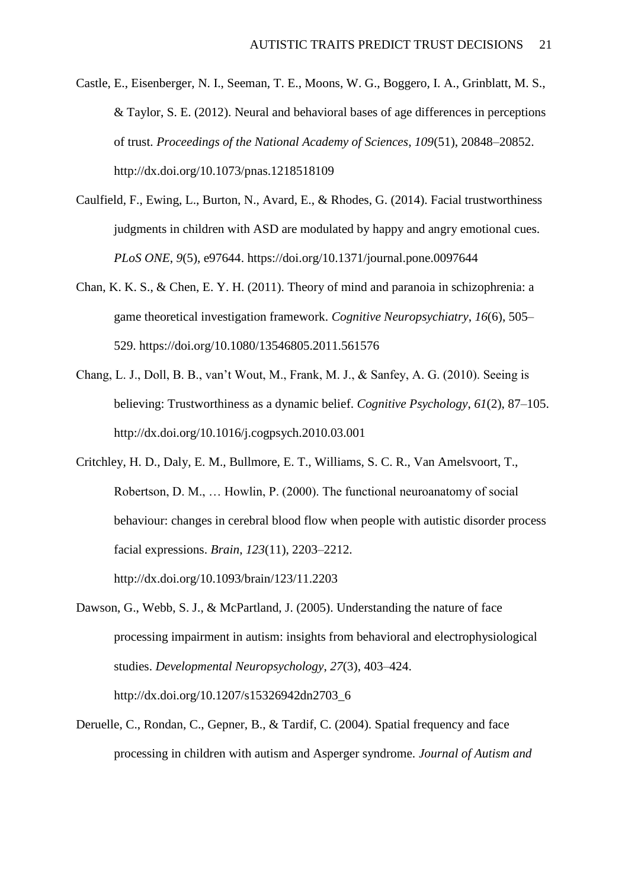Castle, E., Eisenberger, N. I., Seeman, T. E., Moons, W. G., Boggero, I. A., Grinblatt, M. S., & Taylor, S. E. (2012). Neural and behavioral bases of age differences in perceptions of trust. *Proceedings of the National Academy of Sciences*, *109*(51), 20848–20852. http://dx.doi.org/10.1073/pnas.1218518109

Caulfield, F., Ewing, L., Burton, N., Avard, E., & Rhodes, G. (2014). Facial trustworthiness judgments in children with ASD are modulated by happy and angry emotional cues. *PLoS ONE*, *9*(5), e97644. https://doi.org/10.1371/journal.pone.0097644

Chan, K. K. S., & Chen, E. Y. H. (2011). Theory of mind and paranoia in schizophrenia: a game theoretical investigation framework. *Cognitive Neuropsychiatry*, *16*(6), 505–529. https://doi.org/10.1080/13546805.2011.561576

Chang, L. J., Doll, B. B., van't Wout, M., Frank, M. J., & Sanfey, A. G. (2010). Seeing is believing: Trustworthiness as a dynamic belief. *Cognitive Psychology*, *61*(2), 87–105. http://dx.doi.org/10.1016/j.cogpsych.2010.03.001

Critchley, H. D., Daly, E. M., Bullmore, E. T., Williams, S. C. R., Van Amelsvoort, T., Robertson, D. M., … Howlin, P. (2000). The functional neuroanatomy of social behaviour: changes in cerebral blood flow when people with autistic disorder process facial expressions. *Brain*, *123*(11), 2203–2212. http://dx.doi.org/10.1093/brain/123/11.2203

Dawson, G., Webb, S. J., & McPartland, J. (2005). Understanding the nature of face processing impairment in autism: insights from behavioral and electrophysiological studies. *Developmental Neuropsychology*, *27*(3), 403–424. http://dx.doi.org/10.1207/s15326942dn2703_6

Deruelle, C., Rondan, C., Gepner, B., & Tardif, C. (2004). Spatial frequency and face processing in children with autism and Asperger syndrome. *Journal of Autism and*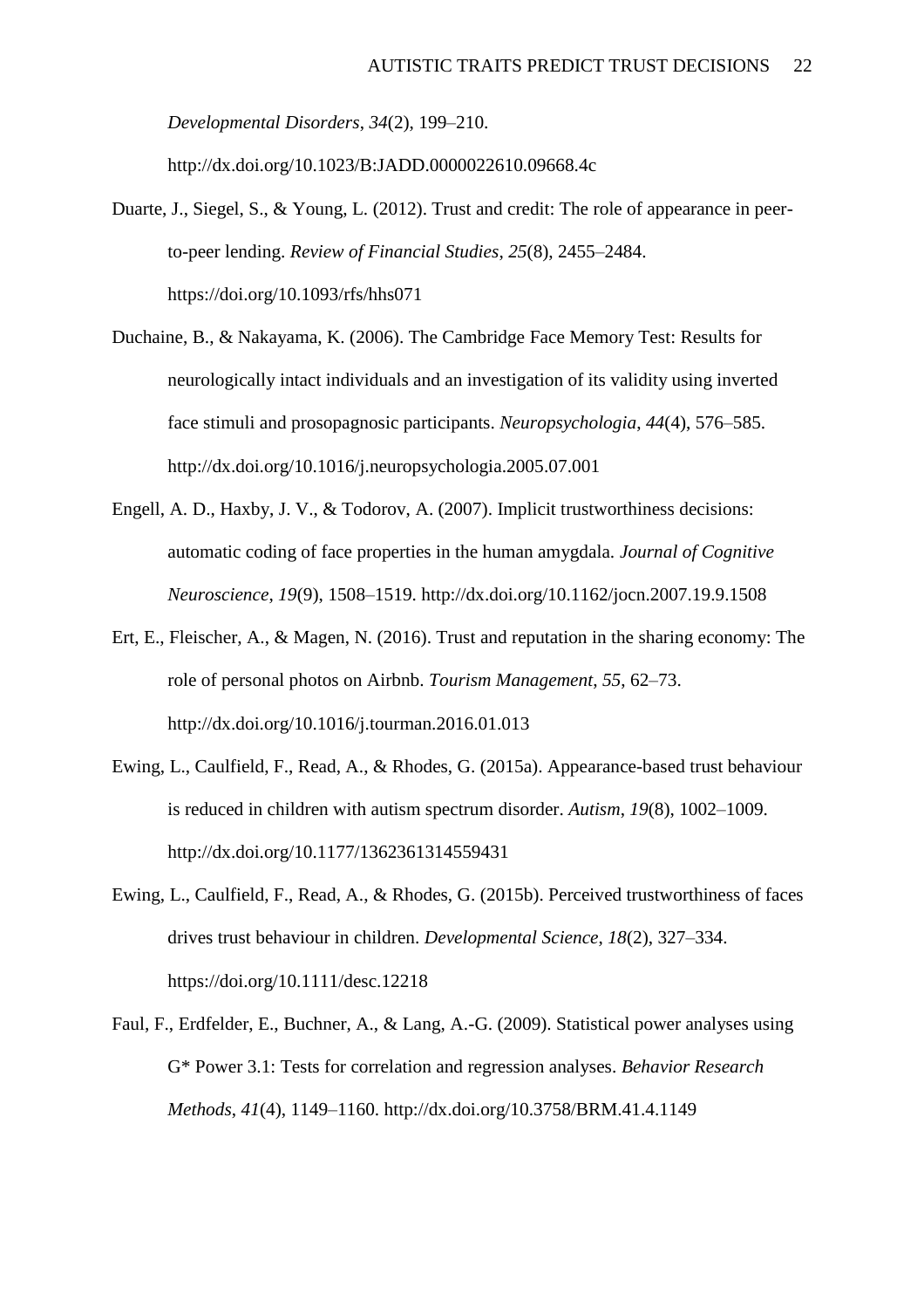*Developmental Disorders*, *34*(2), 199–210. http://dx.doi.org/10.1023/B:JADD.0000022610.09668.4c

Duarte, J., Siegel, S., & Young, L. (2012). Trust and credit: The role of appearance in peer-to-peer lending. *Review of Financial Studies*, *25*(8), 2455–2484. https://doi.org/10.1093/rfs/hhs071

Duchaine, B., & Nakayama, K. (2006). The Cambridge Face Memory Test: Results for neurologically intact individuals and an investigation of its validity using inverted face stimuli and prosopagnosic participants. *Neuropsychologia*, *44*(4), 576–585. http://dx.doi.org/10.1016/j.neuropsychologia.2005.07.001

Engell, A. D., Haxby, J. V., & Todorov, A. (2007). Implicit trustworthiness decisions: automatic coding of face properties in the human amygdala. *Journal of Cognitive Neuroscience*, *19*(9), 1508–1519. http://dx.doi.org/10.1162/jocn.2007.19.9.1508

Ert, E., Fleischer, A., & Magen, N. (2016). Trust and reputation in the sharing economy: The role of personal photos on Airbnb. *Tourism Management*, *55*, 62–73. http://dx.doi.org/10.1016/j.tourman.2016.01.013

Ewing, L., Caulfield, F., Read, A., & Rhodes, G. (2015a). Appearance-based trust behaviour is reduced in children with autism spectrum disorder. *Autism*, *19*(8), 1002–1009. http://dx.doi.org/10.1177/1362361314559431

Ewing, L., Caulfield, F., Read, A., & Rhodes, G. (2015b). Perceived trustworthiness of faces drives trust behaviour in children. *Developmental Science*, *18*(2), 327–334. https://doi.org/10.1111/desc.12218

Faul, F., Erdfelder, E., Buchner, A., & Lang, A.-G. (2009). Statistical power analyses using G* Power 3.1: Tests for correlation and regression analyses. *Behavior Research Methods*, *41*(4), 1149–1160. http://dx.doi.org/10.3758/BRM.41.4.1149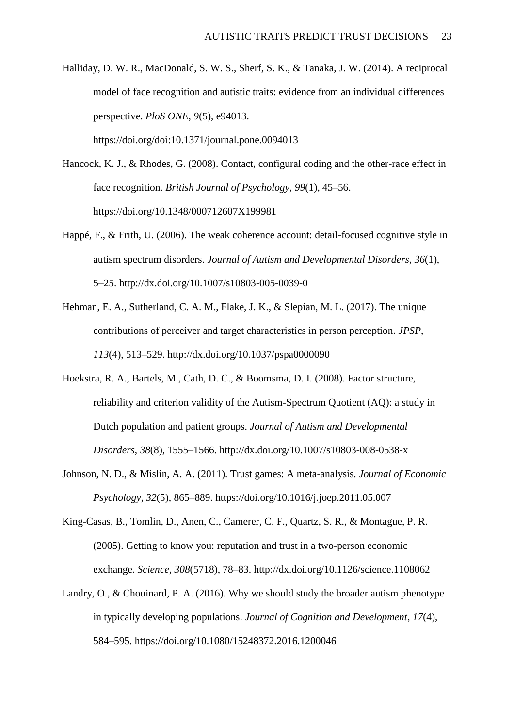Halliday, D. W. R., MacDonald, S. W. S., Sherf, S. K., & Tanaka, J. W. (2014). A reciprocal model of face recognition and autistic traits: evidence from an individual differences perspective. *PloS ONE*, *9*(5), e94013. https://doi.org/doi:10.1371/journal.pone.0094013

Hancock, K. J., & Rhodes, G. (2008). Contact, configural coding and the other-race effect in face recognition. *British Journal of Psychology*, *99*(1), 45–56. https://doi.org/10.1348/000712607X199981

Happé, F., & Frith, U. (2006). The weak coherence account: detail-focused cognitive style in autism spectrum disorders. *Journal of Autism and Developmental Disorders*, *36*(1), 5–25. http://dx.doi.org/10.1007/s10803-005-0039-0

Hehman, E. A., Sutherland, C. A. M., Flake, J. K., & Slepian, M. L. (2017). The unique contributions of perceiver and target characteristics in person perception. *JPSP*, *113*(4), 513–529. http://dx.doi.org/10.1037/pspa0000090

Hoekstra, R. A., Bartels, M., Cath, D. C., & Boomsma, D. I. (2008). Factor structure, reliability and criterion validity of the Autism-Spectrum Quotient (AQ): a study in Dutch population and patient groups. *Journal of Autism and Developmental Disorders*, *38*(8), 1555–1566. http://dx.doi.org/10.1007/s10803-008-0538-x

Johnson, N. D., & Mislin, A. A. (2011). Trust games: A meta-analysis. *Journal of Economic Psychology*, *32*(5), 865–889. https://doi.org/10.1016/j.joep.2011.05.007

King-Casas, B., Tomlin, D., Anen, C., Camerer, C. F., Quartz, S. R., & Montague, P. R. (2005). Getting to know you: reputation and trust in a two-person economic exchange. *Science*, *308*(5718), 78–83. http://dx.doi.org/10.1126/science.1108062

Landry, O., & Chouinard, P. A. (2016). Why we should study the broader autism phenotype in typically developing populations. *Journal of Cognition and Development*, *17*(4), 584–595. https://doi.org/10.1080/15248372.2016.1200046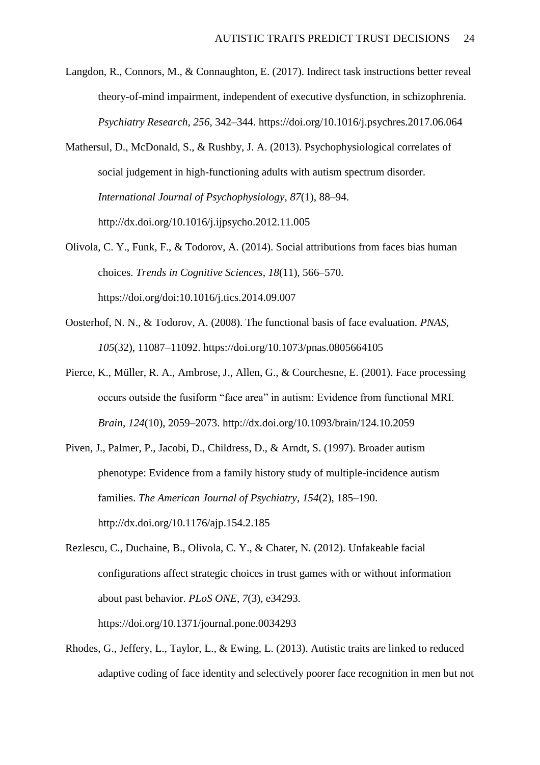Langdon, R., Connors, M., & Connaughton, E. (2017). Indirect task instructions better reveal theory-of-mind impairment, independent of executive dysfunction, in schizophrenia. *Psychiatry Research*, *256*, 342–344. https://doi.org/10.1016/j.psychres.2017.06.064

Mathersul, D., McDonald, S., & Rushby, J. A. (2013). Psychophysiological correlates of social judgement in high-functioning adults with autism spectrum disorder. *International Journal of Psychophysiology*, *87*(1), 88–94. http://dx.doi.org/10.1016/j.ijpsycho.2012.11.005

Olivola, C. Y., Funk, F., & Todorov, A. (2014). Social attributions from faces bias human choices. *Trends in Cognitive Sciences*, *18*(11), 566–570. https://doi.org/doi:10.1016/j.tics.2014.09.007

Oosterhof, N. N., & Todorov, A. (2008). The functional basis of face evaluation. *PNAS*, *105*(32), 11087–11092. https://doi.org/10.1073/pnas.0805664105

Pierce, K., Müller, R. A., Ambrose, J., Allen, G., & Courchesne, E. (2001). Face processing occurs outside the fusiform "face area" in autism: Evidence from functional MRI. *Brain*, *124*(10), 2059–2073. http://dx.doi.org/10.1093/brain/124.10.2059

Piven, J., Palmer, P., Jacobi, D., Childress, D., & Arndt, S. (1997). Broader autism phenotype: Evidence from a family history study of multiple-incidence autism families. *The American Journal of Psychiatry*, *154*(2), 185–190. http://dx.doi.org/10.1176/ajp.154.2.185

Rezlescu, C., Duchaine, B., Olivola, C. Y., & Chater, N. (2012). Unfakeable facial configurations affect strategic choices in trust games with or without information about past behavior. *PLoS ONE*, *7*(3), e34293. https://doi.org/10.1371/journal.pone.0034293

Rhodes, G., Jeffery, L., Taylor, L., & Ewing, L. (2013). Autistic traits are linked to reduced adaptive coding of face identity and selectively poorer face recognition in men but not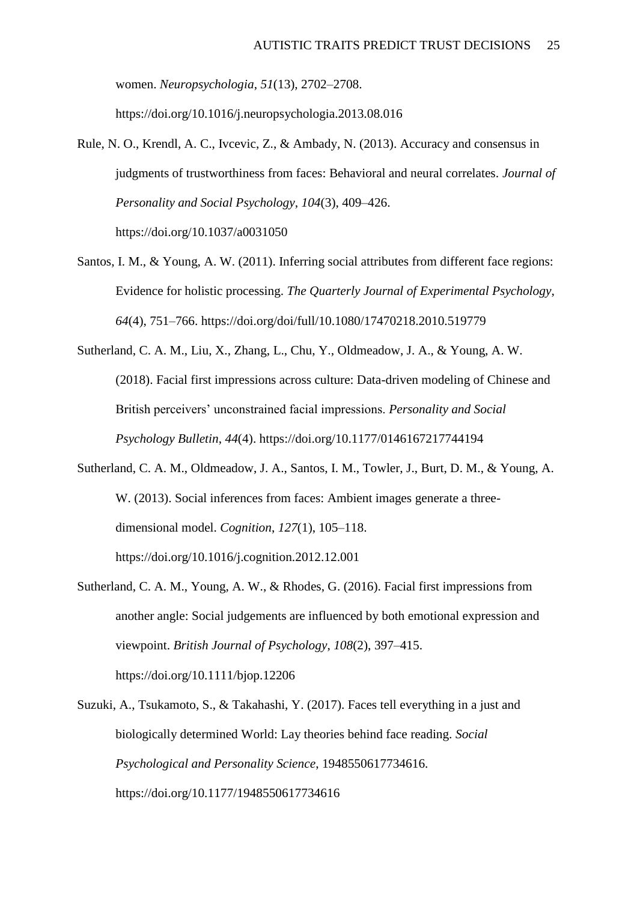women. *Neuropsychologia*, *51*(13), 2702–2708. https://doi.org/10.1016/j.neuropsychologia.2013.08.016

Rule, N. O., Krendl, A. C., Ivcevic, Z., & Ambady, N. (2013). Accuracy and consensus in judgments of trustworthiness from faces: Behavioral and neural correlates. *Journal of Personality and Social Psychology*, *104*(3), 409–426. https://doi.org/10.1037/a0031050

Santos, I. M., & Young, A. W. (2011). Inferring social attributes from different face regions: Evidence for holistic processing. *The Quarterly Journal of Experimental Psychology*, *64*(4), 751–766. https://doi.org/doi/full/10.1080/17470218.2010.519779

Sutherland, C. A. M., Liu, X., Zhang, L., Chu, Y., Oldmeadow, J. A., & Young, A. W. (2018). Facial first impressions across culture: Data-driven modeling of Chinese and British perceivers' unconstrained facial impressions. *Personality and Social Psychology Bulletin*, *44*(4). https://doi.org/10.1177/0146167217744194

Sutherland, C. A. M., Oldmeadow, J. A., Santos, I. M., Towler, J., Burt, D. M., & Young, A. W. (2013). Social inferences from faces: Ambient images generate a three-dimensional model. *Cognition*, *127*(1), 105–118. https://doi.org/10.1016/j.cognition.2012.12.001

Sutherland, C. A. M., Young, A. W., & Rhodes, G. (2016). Facial first impressions from another angle: Social judgements are influenced by both emotional expression and viewpoint. *British Journal of Psychology*, *108*(2), 397–415. https://doi.org/10.1111/bjop.12206

Suzuki, A., Tsukamoto, S., & Takahashi, Y. (2017). Faces tell everything in a just and biologically determined World: Lay theories behind face reading. *Social Psychological and Personality Science*, 1948550617734616. https://doi.org/10.1177/1948550617734616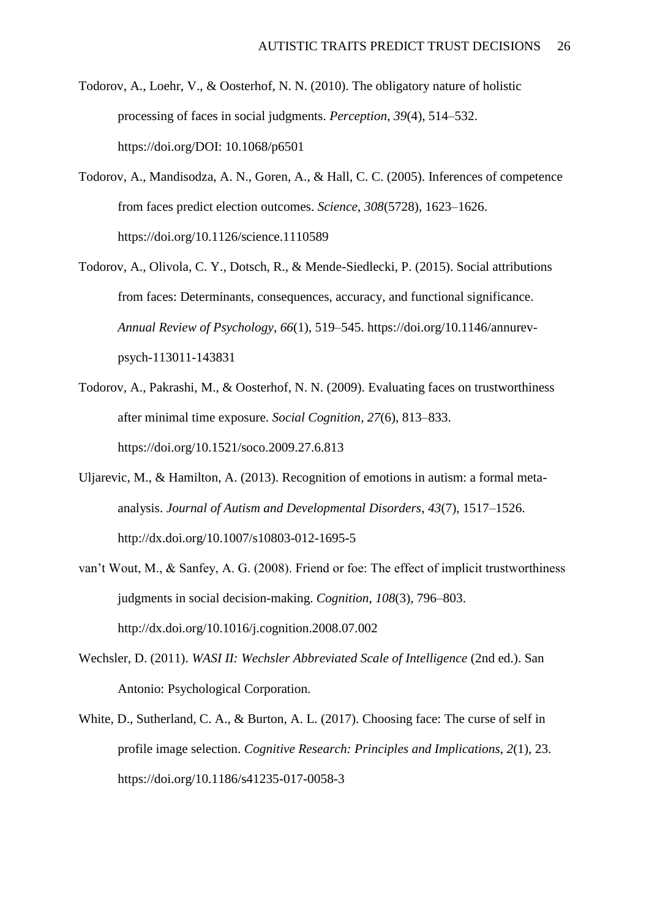Todorov, A., Loehr, V., & Oosterhof, N. N. (2010). The obligatory nature of holistic processing of faces in social judgments. *Perception*, *39*(4), 514–532. https://doi.org/DOI: 10.1068/p6501

Todorov, A., Mandisodza, A. N., Goren, A., & Hall, C. C. (2005). Inferences of competence from faces predict election outcomes. *Science*, *308*(5728), 1623–1626. https://doi.org/10.1126/science.1110589

Todorov, A., Olivola, C. Y., Dotsch, R., & Mende-Siedlecki, P. (2015). Social attributions from faces: Determinants, consequences, accuracy, and functional significance. *Annual Review of Psychology*, *66*(1), 519–545. https://doi.org/10.1146/annurev-psych-113011-143831

Todorov, A., Pakrashi, M., & Oosterhof, N. N. (2009). Evaluating faces on trustworthiness after minimal time exposure. *Social Cognition*, *27*(6), 813–833. https://doi.org/10.1521/soco.2009.27.6.813

Uljarevic, M., & Hamilton, A. (2013). Recognition of emotions in autism: a formal meta-analysis. *Journal of Autism and Developmental Disorders*, *43*(7), 1517–1526. http://dx.doi.org/10.1007/s10803-012-1695-5

van't Wout, M., & Sanfey, A. G. (2008). Friend or foe: The effect of implicit trustworthiness judgments in social decision-making. *Cognition*, *108*(3), 796–803. http://dx.doi.org/10.1016/j.cognition.2008.07.002

Wechsler, D. (2011). *WASI II: Wechsler Abbreviated Scale of Intelligence* (2nd ed.). San Antonio: Psychological Corporation.

White, D., Sutherland, C. A., & Burton, A. L. (2017). Choosing face: The curse of self in profile image selection. *Cognitive Research: Principles and Implications*, *2*(1), 23. https://doi.org/10.1186/s41235-017-0058-3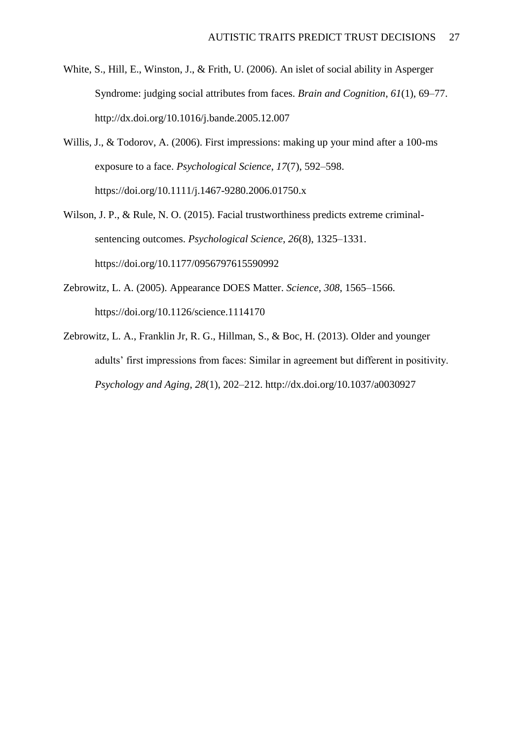White, S., Hill, E., Winston, J., & Frith, U. (2006). An islet of social ability in Asperger Syndrome: judging social attributes from faces. *Brain and Cognition*, *61*(1), 69–77. http://dx.doi.org/10.1016/j.bande.2005.12.007

Willis, J., & Todorov, A. (2006). First impressions: making up your mind after a 100-ms exposure to a face. *Psychological Science*, *17*(7), 592–598. https://doi.org/10.1111/j.1467-9280.2006.01750.x

Wilson, J. P., & Rule, N. O. (2015). Facial trustworthiness predicts extreme criminal-sentencing outcomes. *Psychological Science*, *26*(8), 1325–1331. https://doi.org/10.1177/0956797615590992

Zebrowitz, L. A. (2005). Appearance DOES Matter. *Science*, *308*, 1565–1566. https://doi.org/10.1126/science.1114170

Zebrowitz, L. A., Franklin Jr, R. G., Hillman, S., & Boc, H. (2013). Older and younger adults' first impressions from faces: Similar in agreement but different in positivity. *Psychology and Aging*, *28*(1), 202–212. http://dx.doi.org/10.1037/a0030927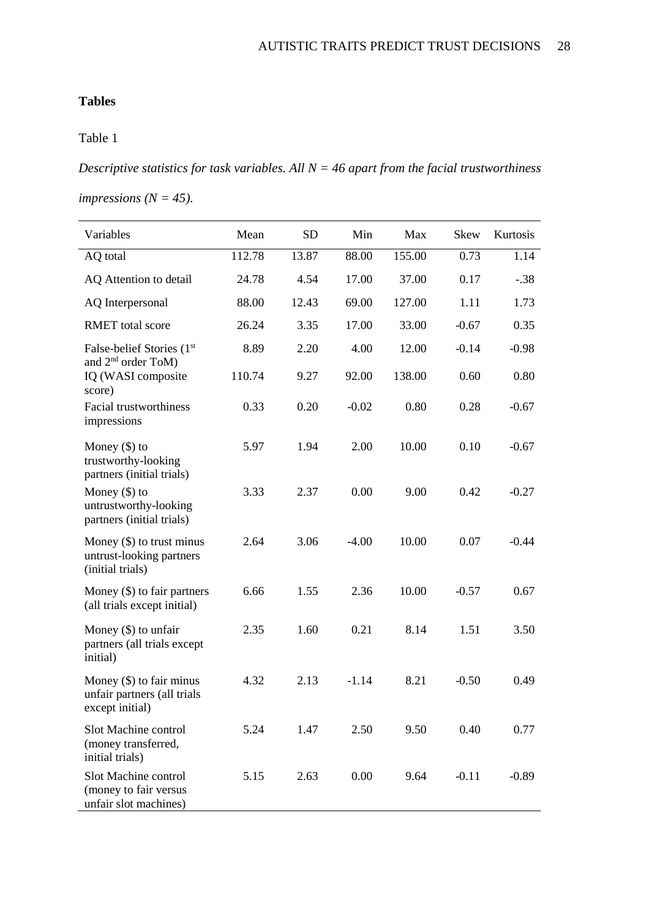**Tables**

Table 1

*Descriptive statistics for task variables. All N = 46 apart from the facial trustworthiness impressions (N = 45).*

| Variables | Mean | SD | Min | Max | Skew | Kurtosis |
|---|---|---|---|---|---|---|
| AQ total | 112.78 | 13.87 | 88.00 | 155.00 | 0.73 | 1.14 |
| AQ Attention to detail | 24.78 | 4.54 | 17.00 | 37.00 | 0.17 | -.38 |
| AQ Interpersonal | 88.00 | 12.43 | 69.00 | 127.00 | 1.11 | 1.73 |
| RMET total score | 26.24 | 3.35 | 17.00 | 33.00 | -0.67 | 0.35 |
| False-belief Stories (1st and 2nd order ToM) | 8.89 | 2.20 | 4.00 | 12.00 | -0.14 | -0.98 |
| IQ (WASI composite score) | 110.74 | 9.27 | 92.00 | 138.00 | 0.60 | 0.80 |
| Facial trustworthiness impressions | 0.33 | 0.20 | -0.02 | 0.80 | 0.28 | -0.67 |
| Money ($) to trustworthy-looking partners (initial trials) | 5.97 | 1.94 | 2.00 | 10.00 | 0.10 | -0.67 |
| Money ($) to untrustworthy-looking partners (initial trials) | 3.33 | 2.37 | 0.00 | 9.00 | 0.42 | -0.27 |
| Money ($) to trust minus untrust-looking partners (initial trials) | 2.64 | 3.06 | -4.00 | 10.00 | 0.07 | -0.44 |
| Money ($) to fair partners (all trials except initial) | 6.66 | 1.55 | 2.36 | 10.00 | -0.57 | 0.67 |
| Money ($) to unfair partners (all trials except initial) | 2.35 | 1.60 | 0.21 | 8.14 | 1.51 | 3.50 |
| Money ($) to fair minus unfair partners (all trials except initial) | 4.32 | 2.13 | -1.14 | 8.21 | -0.50 | 0.49 |
| Slot Machine control (money transferred, initial trials) | 5.24 | 1.47 | 2.50 | 9.50 | 0.40 | 0.77 |
| Slot Machine control (money to fair versus unfair slot machines) | 5.15 | 2.63 | 0.00 | 9.64 | -0.11 | -0.89 |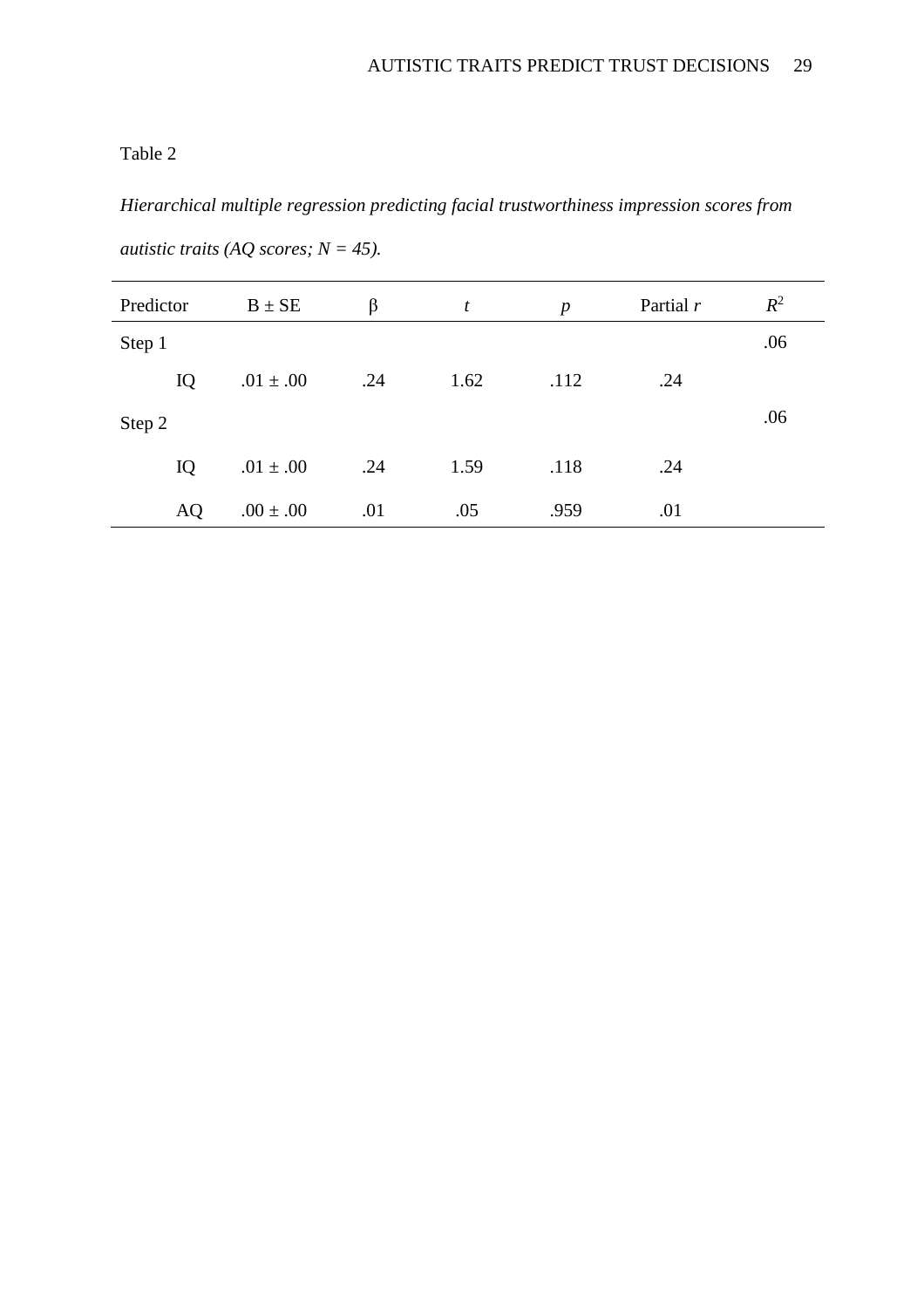Table 2

*Hierarchical multiple regression predicting facial trustworthiness impression scores from autistic traits (AQ scores; N = 45).*

| Predictor | B ± SE | β | *t* | *p* | Partial *r* | $R^2$ |
|---|---|---|---|---|---|---|
| Step 1 | | | | | | .06 |
| IQ | .01 ± .00 | .24 | 1.62 | .112 | .24 | |
| Step 2 | | | | | | .06 |
| IQ | .01 ± .00 | .24 | 1.59 | .118 | .24 | |
| AQ | .00 ± .00 | .01 | .05 | .959 | .01 | |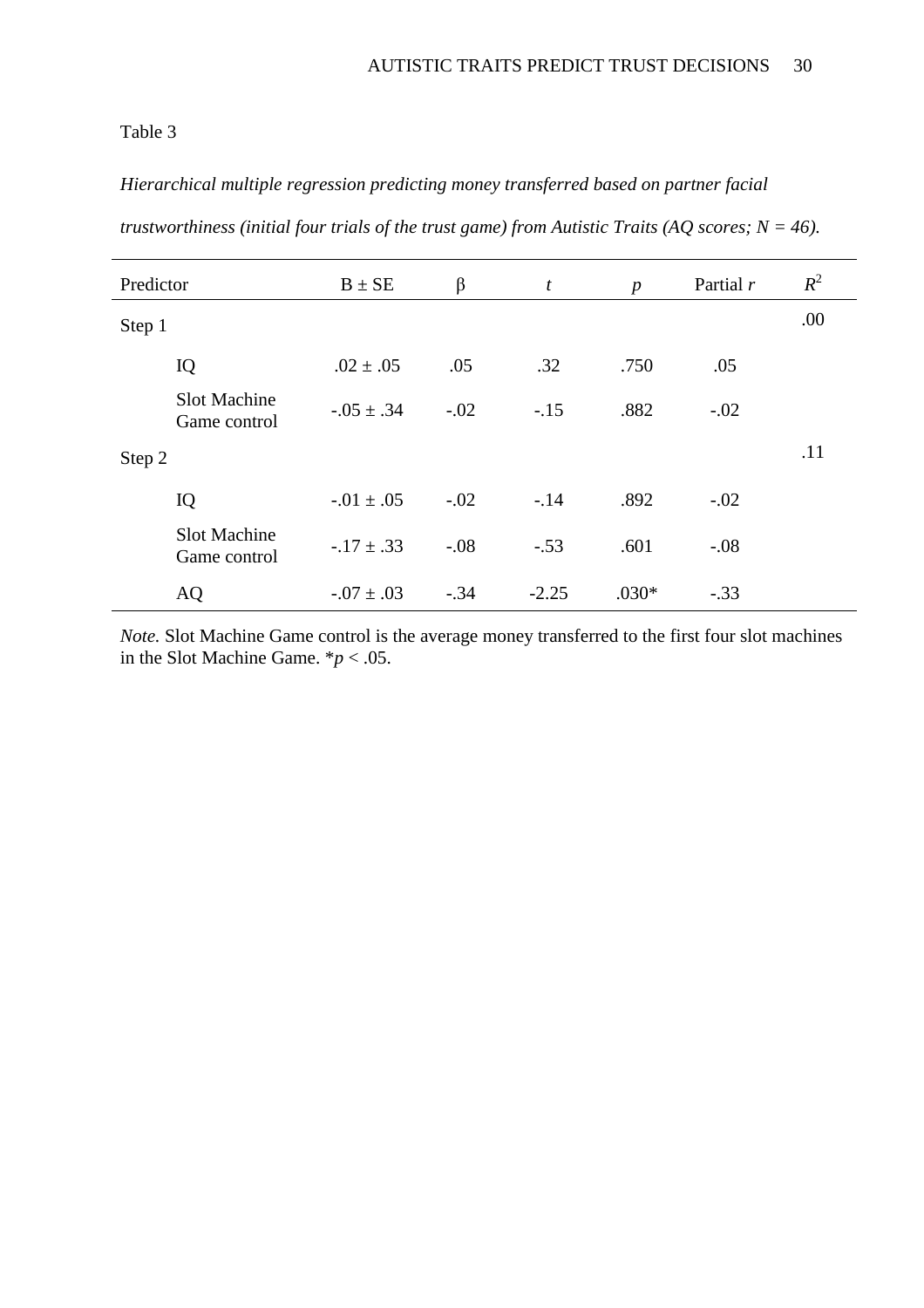Table 3

*Hierarchical multiple regression predicting money transferred based on partner facial trustworthiness (initial four trials of the trust game) from Autistic Traits (AQ scores; N = 46).*

| Predictor | B ± SE | β | *t* | *p* | Partial *r* | $R^2$ |
|---|---|---|---|---|---|---|
| Step 1 | | | | | | .00 |
| IQ | .02 ± .05 | .05 | .32 | .750 | .05 | |
| Slot Machine Game control | -.05 ± .34 | -.02 | -.15 | .882 | -.02 | |
| Step 2 | | | | | | .11 |
| IQ | -.01 ± .05 | -.02 | -.14 | .892 | -.02 | |
| Slot Machine Game control | -.17 ± .33 | -.08 | -.53 | .601 | -.08 | |
| AQ | -.07 ± .03 | -.34 | -2.25 | .030* | -.33 | |

*Note.* Slot Machine Game control is the average money transferred to the first four slot machines in the Slot Machine Game. *$p < .05$.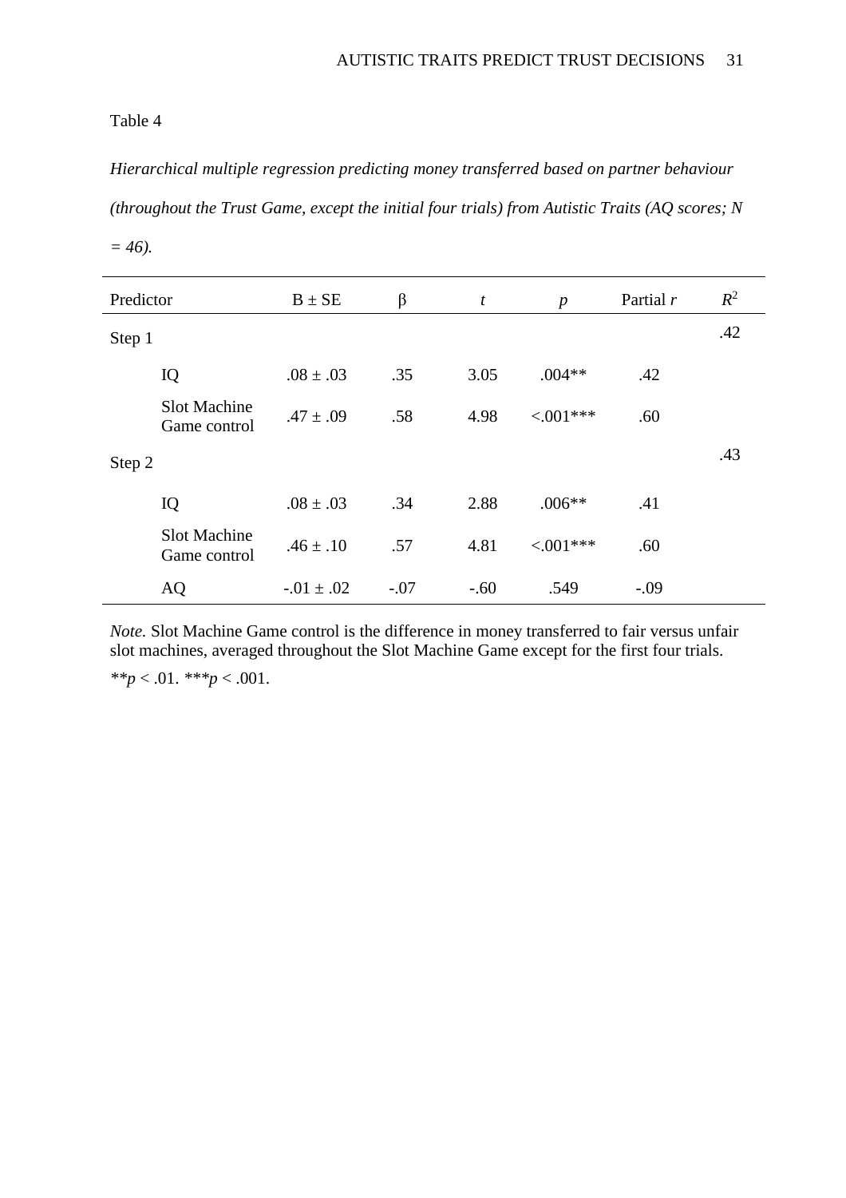Table 4

*Hierarchical multiple regression predicting money transferred based on partner behaviour (throughout the Trust Game, except the initial four trials) from Autistic Traits (AQ scores; N = 46).*

| Predictor | B ± SE | β | *t* | *p* | Partial *r* | $R^2$ |
|---|---|---|---|---|---|---|
| Step 1 | | | | | | .42 |
| IQ | .08 ± .03 | .35 | 3.05 | .004** | .42 | |
| Slot Machine Game control | .47 ± .09 | .58 | 4.98 | <.001*** | .60 | |
| Step 2 | | | | | | .43 |
| IQ | .08 ± .03 | .34 | 2.88 | .006** | .41 | |
| Slot Machine Game control | .46 ± .10 | .57 | 4.81 | <.001*** | .60 | |
| AQ | -.01 ± .02 | -.07 | -.60 | .549 | -.09 | |

*Note.* Slot Machine Game control is the difference in money transferred to fair versus unfair slot machines, averaged throughout the Slot Machine Game except for the first four trials.

**$p < .01$. ***$p < .001$.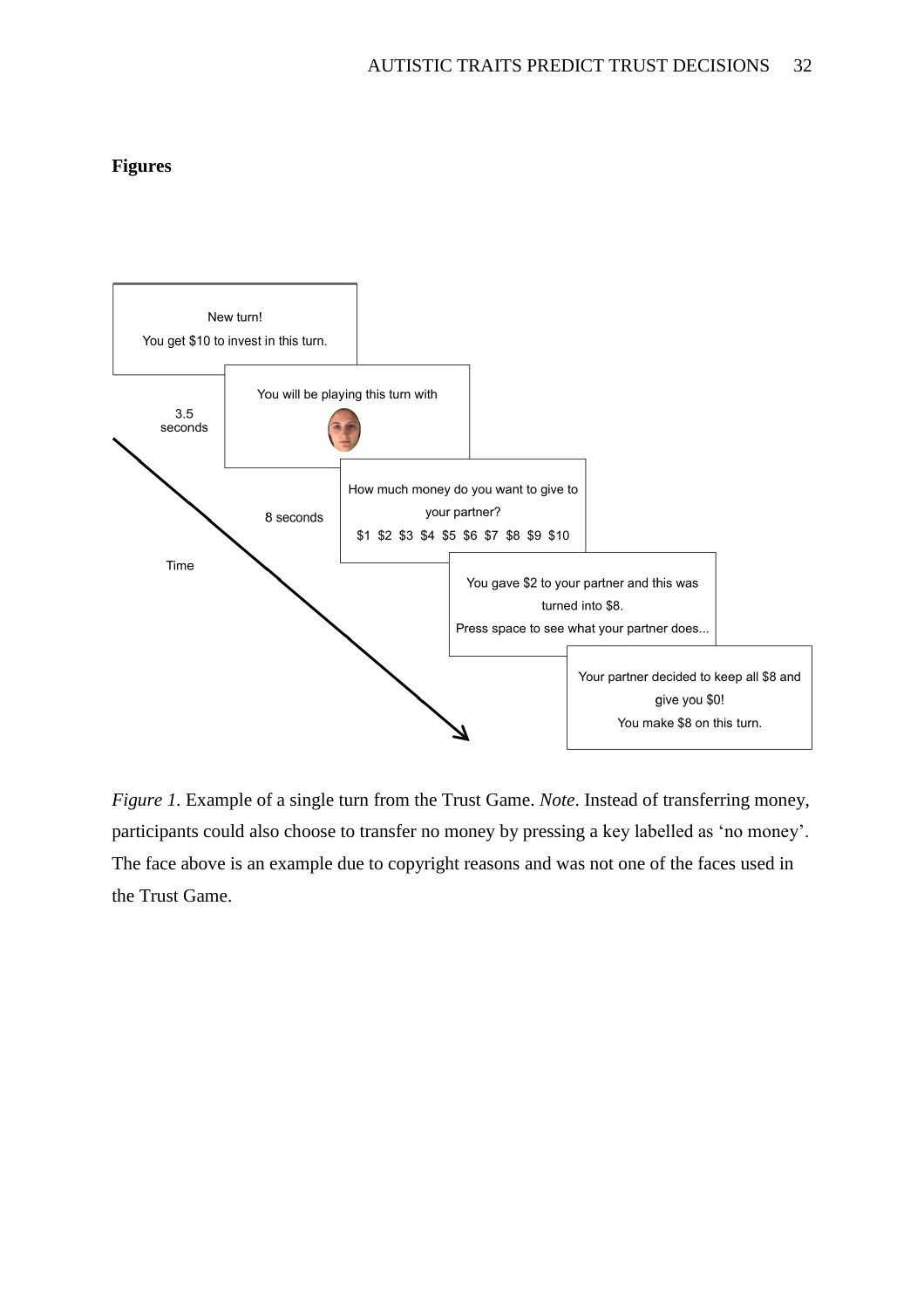**Figures**

New turn!

You get $10 to invest in this turn.

You will be playing this turn with

3.5 seconds

How much money do you want to give to your partner?

$1 $2 $3 $4 $5 $6 $7 $8 $9 $10

8 seconds

Time

You gave $2 to your partner and this was turned into $8.

Press space to see what your partner does...

Your partner decided to keep all $8 and give you $0!

You make $8 on this turn.

*Figure 1.* Example of a single turn from the Trust Game. *Note*. Instead of transferring money, participants could also choose to transfer no money by pressing a key labelled as 'no money'. The face above is an example due to copyright reasons and was not one of the faces used in the Trust Game.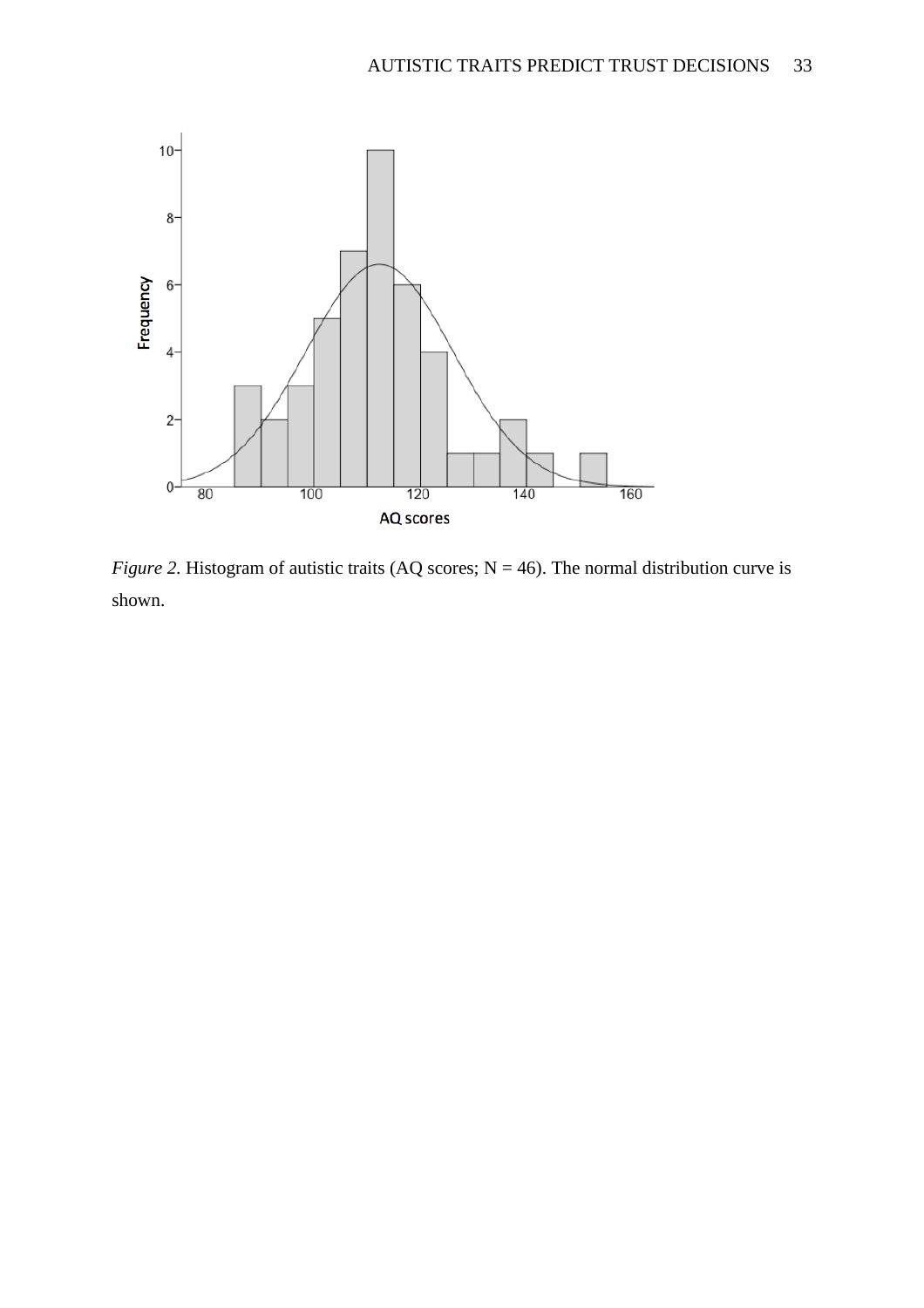*Figure 2.* Histogram of autistic traits (AQ scores; N = 46). The normal distribution curve is shown.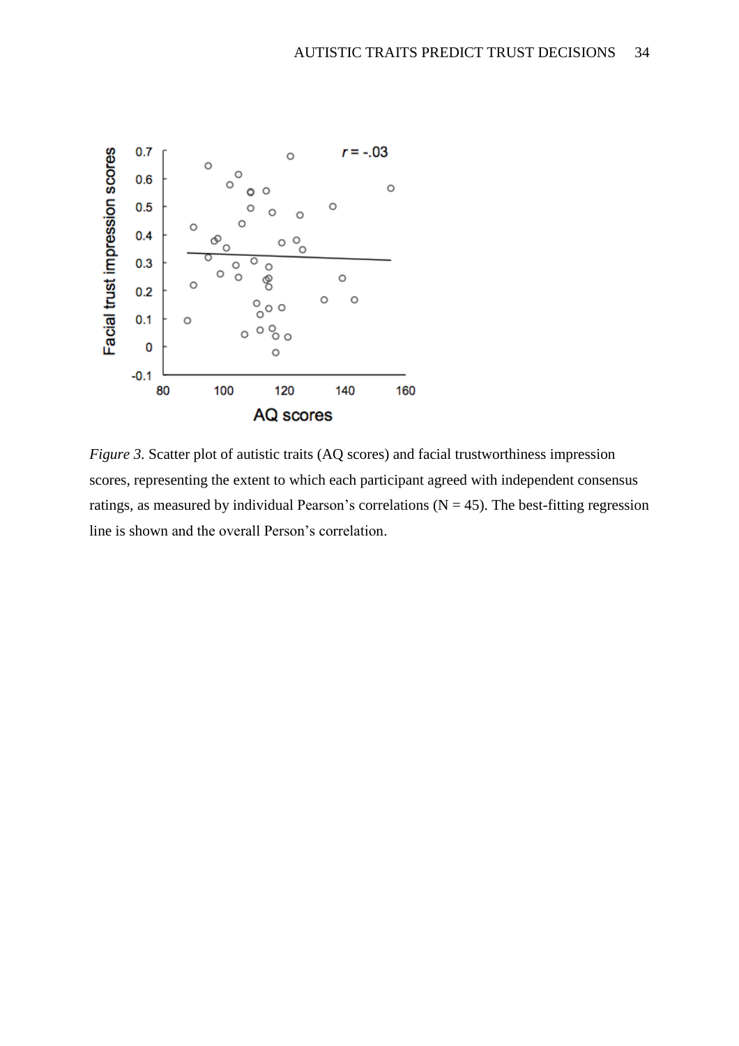*Figure 3.* Scatter plot of autistic traits (AQ scores) and facial trustworthiness impression scores, representing the extent to which each participant agreed with independent consensus ratings, as measured by individual Pearson's correlations (N = 45). The best-fitting regression line is shown and the overall Person's correlation.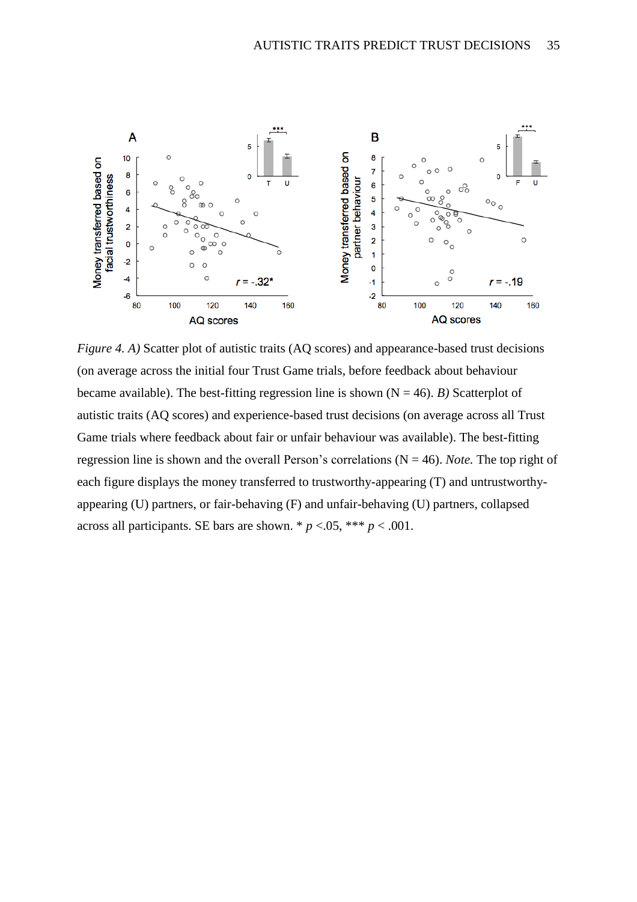*Figure 4. A)* Scatter plot of autistic traits (AQ scores) and appearance-based trust decisions (on average across the initial four Trust Game trials, before feedback about behaviour became available). The best-fitting regression line is shown (N = 46). *B)* Scatterplot of autistic traits (AQ scores) and experience-based trust decisions (on average across all Trust Game trials where feedback about fair or unfair behaviour was available). The best-fitting regression line is shown and the overall Person's correlations (N = 46). *Note.* The top right of each figure displays the money transferred to trustworthy-appearing (T) and untrustworthy-appearing (U) partners, or fair-behaving (F) and unfair-behaving (U) partners, collapsed across all participants. SE bars are shown. * $p$ <.05, *** $p$ < .001.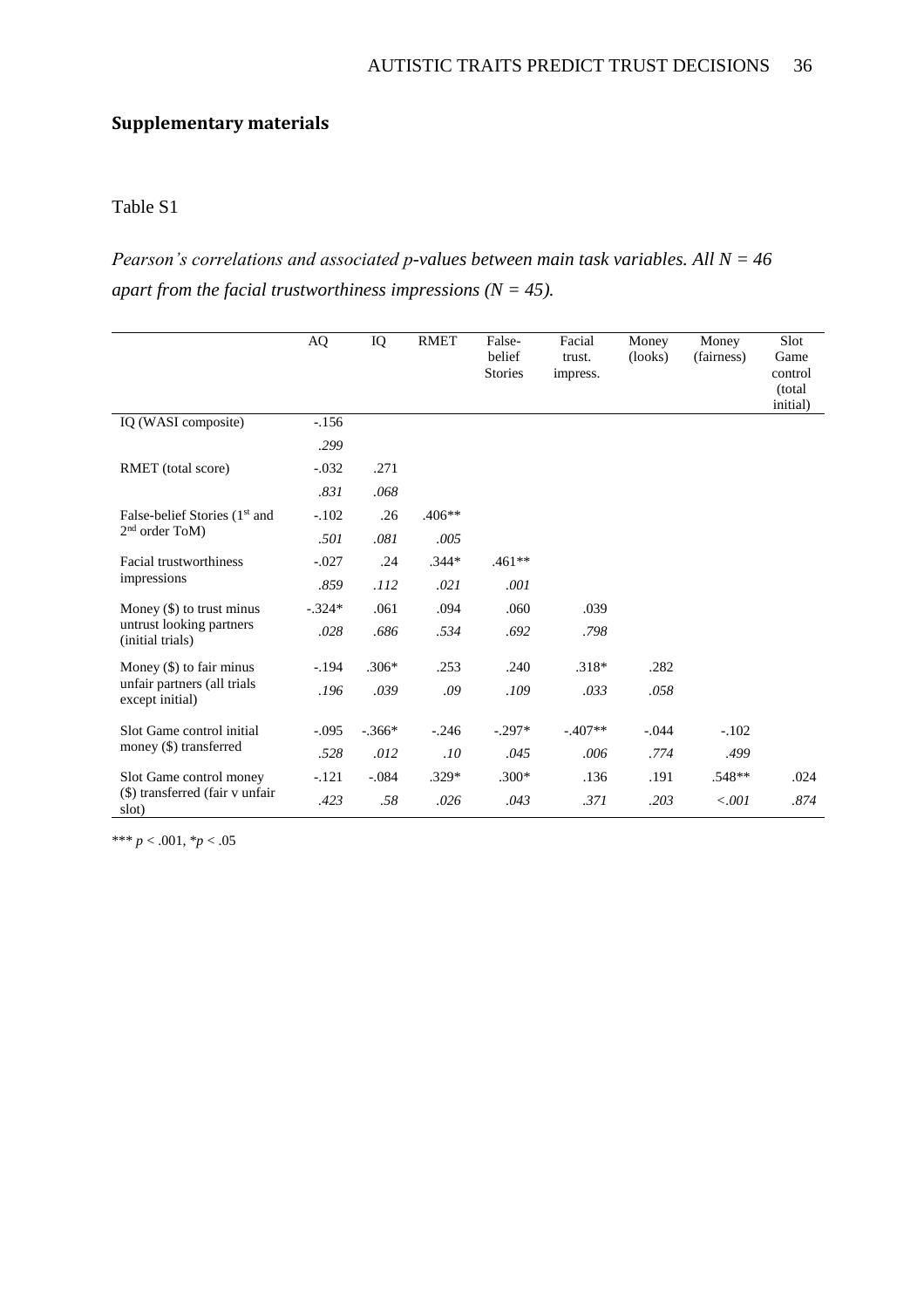## Supplementary materials

Table S1

*Pearson's correlations and associated p-values between main task variables. All N = 46 apart from the facial trustworthiness impressions (N = 45).*

| | AQ | IQ | RMET | False-belief Stories | Facial trust. impress. | Money (looks) | Money (fairness) | Slot Game control (total initial) |
|---|---|---|---|---|---|---|---|---|
| IQ (WASI composite) | -.156 | | | | | | | |
| | *.299* | | | | | | | |
| RMET (total score) | -.032 | .271 | | | | | | |
| | *.831* | *.068* | | | | | | |
| False-belief Stories (1st and 2nd order ToM) | -.102 | .26 | .406** | | | | | |
| | *.501* | *.081* | *.005* | | | | | |
| Facial trustworthiness impressions | -.027 | .24 | .344* | .461** | | | | |
| | *.859* | *.112* | *.021* | *.001* | | | | |
| Money ($) to trust minus untrust looking partners (initial trials) | -.324* | .061 | .094 | .060 | .039 | | | |
| | *.028* | *.686* | *.534* | *.692* | *.798* | | | |
| Money ($) to fair minus unfair partners (all trials except initial) | -.194 | .306* | .253 | .240 | .318* | .282 | | |
| | *.196* | *.039* | *.09* | *.109* | *.033* | *.058* | | |
| Slot Game control initial money ($) transferred | -.095 | -.366* | -.246 | -.297* | -.407** | -.044 | -.102 | |
| | *.528* | *.012* | *.10* | *.045* | *.006* | *.774* | *.499* | |
| Slot Game control money ($) transferred (fair v unfair slot) | -.121 | -.084 | .329* | .300* | .136 | .191 | .548** | .024 |
| | *.423* | *.58* | *.026* | *.043* | *.371* | *.203* | *<.001* | *.874* |

*** $p < .001$, * $p < .05$